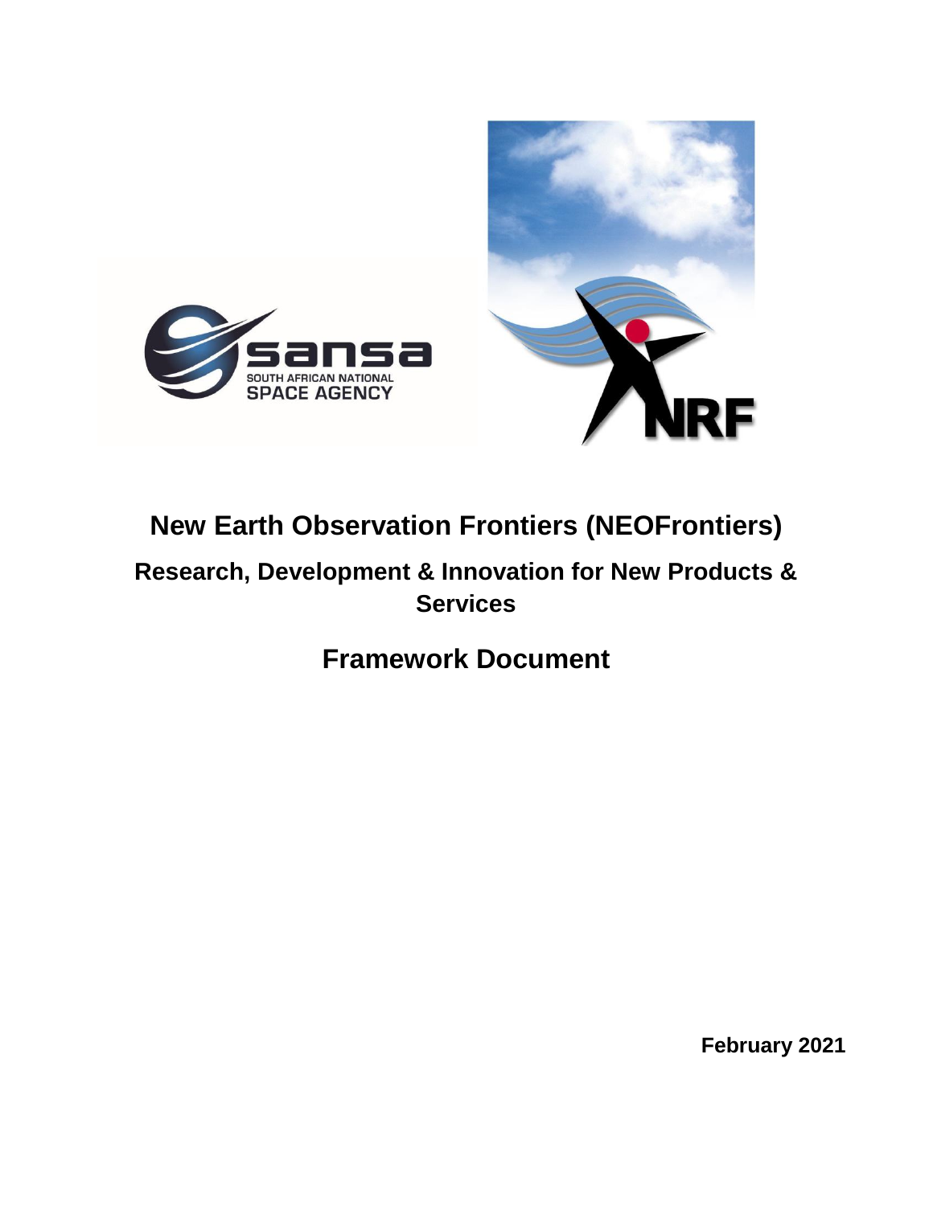# New Earth Observation Frontiers (NEOFrontiers)

## Research, Development & Innovation for New Products & Services

## Framework Document

**February 2021**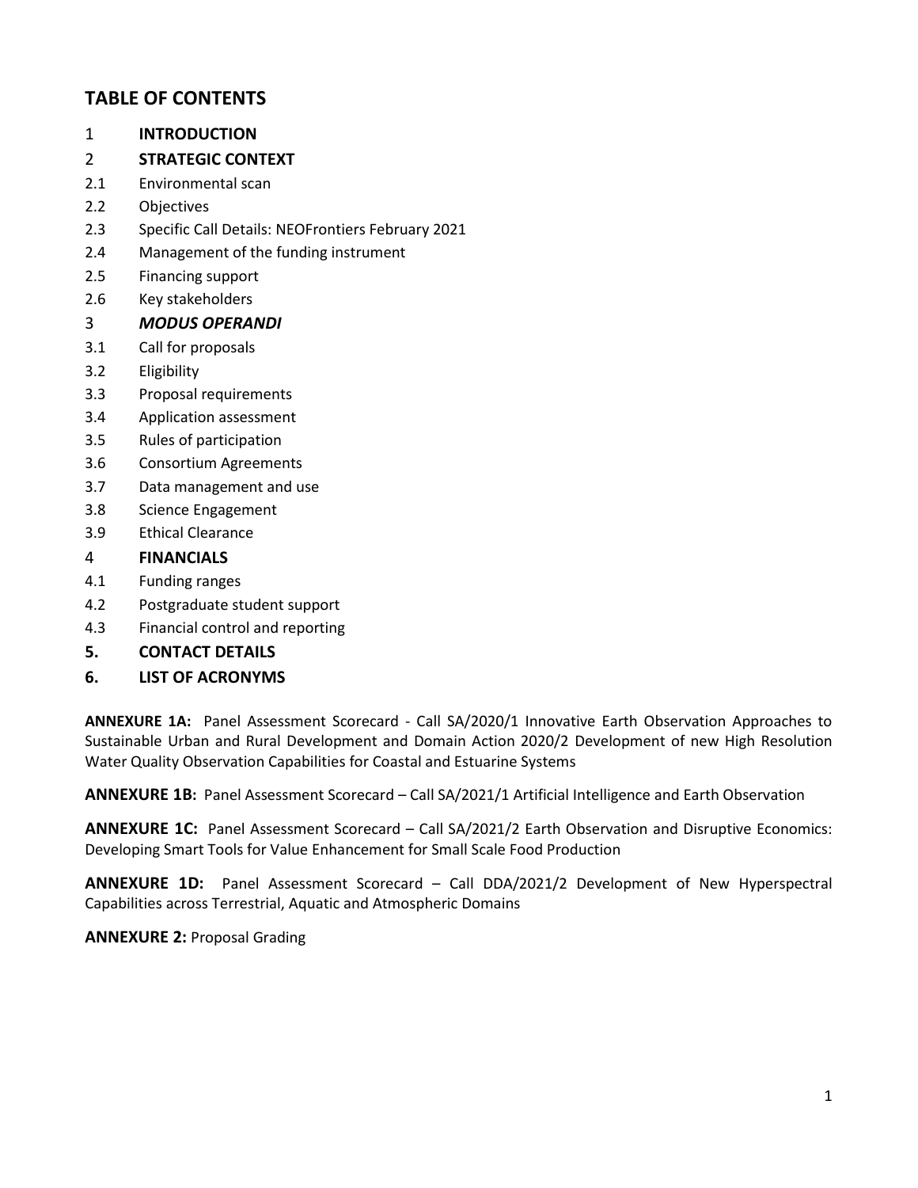## TABLE OF CONTENTS

1 **INTRODUCTION**

2 **STRATEGIC CONTEXT**

2.1 Environmental scan

2.2 Objectives

2.3 Specific Call Details: NEOFrontiers February 2021

2.4 Management of the funding instrument

2.5 Financing support

2.6 Key stakeholders

3 ***MODUS OPERANDI***

3.1 Call for proposals

3.2 Eligibility

3.3 Proposal requirements

3.4 Application assessment

3.5 Rules of participation

3.6 Consortium Agreements

3.7 Data management and use

3.8 Science Engagement

3.9 Ethical Clearance

4 **FINANCIALS**

4.1 Funding ranges

4.2 Postgraduate student support

4.3 Financial control and reporting

**5. CONTACT DETAILS**

**6. LIST OF ACRONYMS**

**ANNEXURE 1A:** Panel Assessment Scorecard - Call SA/2020/1 Innovative Earth Observation Approaches to Sustainable Urban and Rural Development and Domain Action 2020/2 Development of new High Resolution Water Quality Observation Capabilities for Coastal and Estuarine Systems

**ANNEXURE 1B:** Panel Assessment Scorecard – Call SA/2021/1 Artificial Intelligence and Earth Observation

**ANNEXURE 1C:** Panel Assessment Scorecard – Call SA/2021/2 Earth Observation and Disruptive Economics: Developing Smart Tools for Value Enhancement for Small Scale Food Production

**ANNEXURE 1D:** Panel Assessment Scorecard – Call DDA/2021/2 Development of New Hyperspectral Capabilities across Terrestrial, Aquatic and Atmospheric Domains

**ANNEXURE 2:** Proposal Grading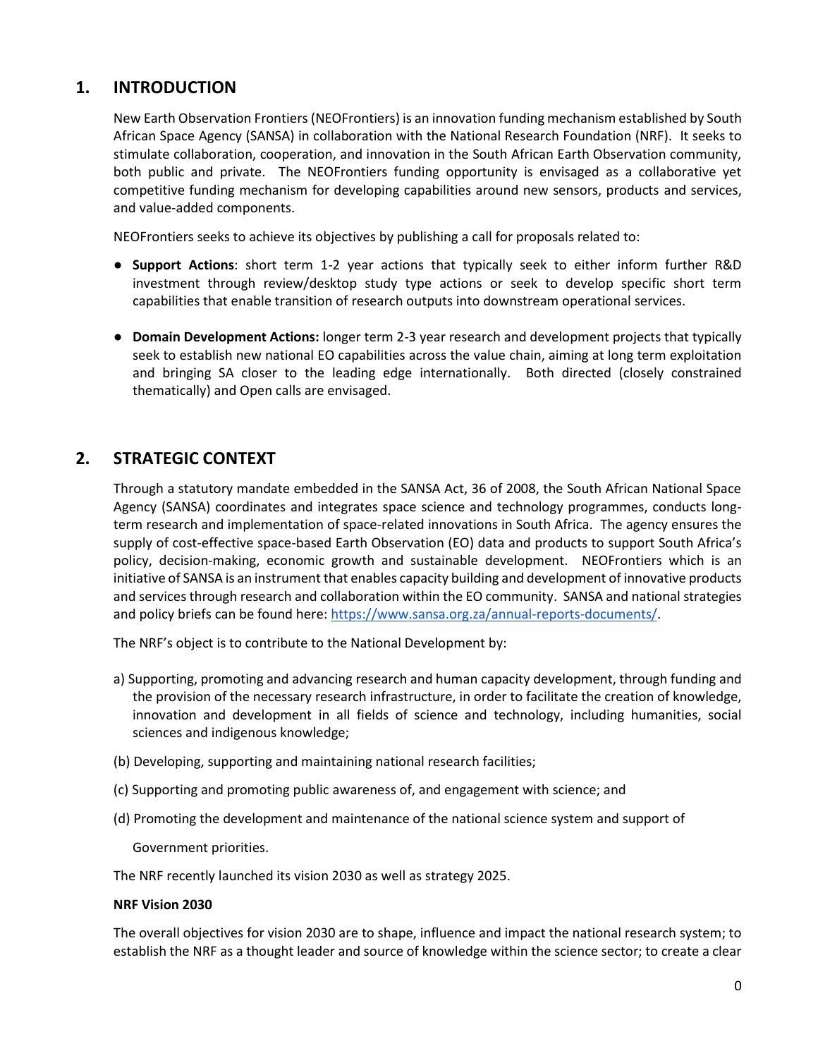## 1. INTRODUCTION

New Earth Observation Frontiers (NEOFrontiers) is an innovation funding mechanism established by South African Space Agency (SANSA) in collaboration with the National Research Foundation (NRF). It seeks to stimulate collaboration, cooperation, and innovation in the South African Earth Observation community, both public and private. The NEOFrontiers funding opportunity is envisaged as a collaborative yet competitive funding mechanism for developing capabilities around new sensors, products and services, and value-added components.

NEOFrontiers seeks to achieve its objectives by publishing a call for proposals related to:

- **Support Actions**: short term 1-2 year actions that typically seek to either inform further R&D investment through review/desktop study type actions or seek to develop specific short term capabilities that enable transition of research outputs into downstream operational services.

- **Domain Development Actions:** longer term 2-3 year research and development projects that typically seek to establish new national EO capabilities across the value chain, aiming at long term exploitation and bringing SA closer to the leading edge internationally. Both directed (closely constrained thematically) and Open calls are envisaged.

## 2. STRATEGIC CONTEXT

Through a statutory mandate embedded in the SANSA Act, 36 of 2008, the South African National Space Agency (SANSA) coordinates and integrates space science and technology programmes, conducts long-term research and implementation of space-related innovations in South Africa. The agency ensures the supply of cost-effective space-based Earth Observation (EO) data and products to support South Africa's policy, decision-making, economic growth and sustainable development. NEOFrontiers which is an initiative of SANSA is an instrument that enables capacity building and development of innovative products and services through research and collaboration within the EO community. SANSA and national strategies and policy briefs can be found here: https://www.sansa.org.za/annual-reports-documents/.

The NRF's object is to contribute to the National Development by:

a) Supporting, promoting and advancing research and human capacity development, through funding and the provision of the necessary research infrastructure, in order to facilitate the creation of knowledge, innovation and development in all fields of science and technology, including humanities, social sciences and indigenous knowledge;

(b) Developing, supporting and maintaining national research facilities;

(c) Supporting and promoting public awareness of, and engagement with science; and

(d) Promoting the development and maintenance of the national science system and support of Government priorities.

The NRF recently launched its vision 2030 as well as strategy 2025.

**NRF Vision 2030**

The overall objectives for vision 2030 are to shape, influence and impact the national research system; to establish the NRF as a thought leader and source of knowledge within the science sector; to create a clear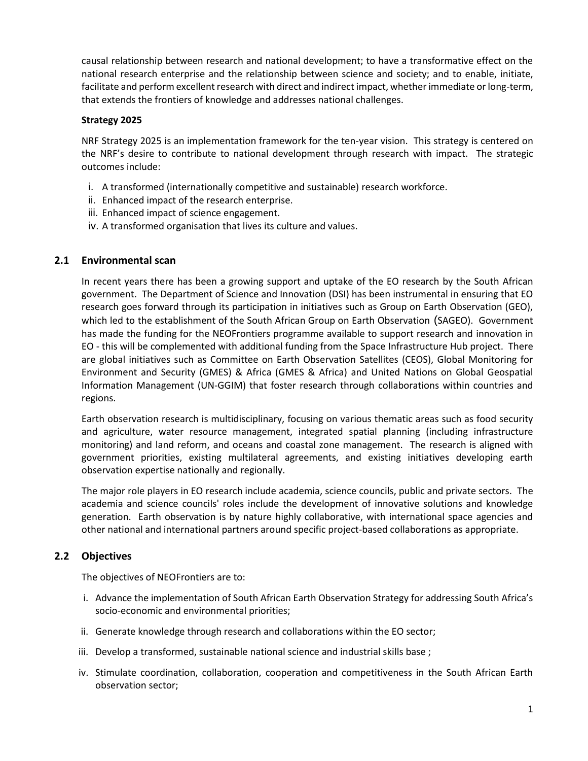causal relationship between research and national development; to have a transformative effect on the national research enterprise and the relationship between science and society; and to enable, initiate, facilitate and perform excellent research with direct and indirect impact, whether immediate or long-term, that extends the frontiers of knowledge and addresses national challenges.

**Strategy 2025**

NRF Strategy 2025 is an implementation framework for the ten-year vision. This strategy is centered on the NRF's desire to contribute to national development through research with impact. The strategic outcomes include:

i. A transformed (internationally competitive and sustainable) research workforce.
ii. Enhanced impact of the research enterprise.
iii. Enhanced impact of science engagement.
iv. A transformed organisation that lives its culture and values.

## 2.1 Environmental scan

In recent years there has been a growing support and uptake of the EO research by the South African government. The Department of Science and Innovation (DSI) has been instrumental in ensuring that EO research goes forward through its participation in initiatives such as Group on Earth Observation (GEO), which led to the establishment of the South African Group on Earth Observation (SAGEO). Government has made the funding for the NEOFrontiers programme available to support research and innovation in EO - this will be complemented with additional funding from the Space Infrastructure Hub project. There are global initiatives such as Committee on Earth Observation Satellites (CEOS), Global Monitoring for Environment and Security (GMES) & Africa (GMES & Africa) and United Nations on Global Geospatial Information Management (UN-GGIM) that foster research through collaborations within countries and regions.

Earth observation research is multidisciplinary, focusing on various thematic areas such as food security and agriculture, water resource management, integrated spatial planning (including infrastructure monitoring) and land reform, and oceans and coastal zone management. The research is aligned with government priorities, existing multilateral agreements, and existing initiatives developing earth observation expertise nationally and regionally.

The major role players in EO research include academia, science councils, public and private sectors. The academia and science councils' roles include the development of innovative solutions and knowledge generation. Earth observation is by nature highly collaborative, with international space agencies and other national and international partners around specific project-based collaborations as appropriate.

## 2.2 Objectives

The objectives of NEOFrontiers are to:

i. Advance the implementation of South African Earth Observation Strategy for addressing South Africa's socio-economic and environmental priorities;

ii. Generate knowledge through research and collaborations within the EO sector;

iii. Develop a transformed, sustainable national science and industrial skills base ;

iv. Stimulate coordination, collaboration, cooperation and competitiveness in the South African Earth observation sector;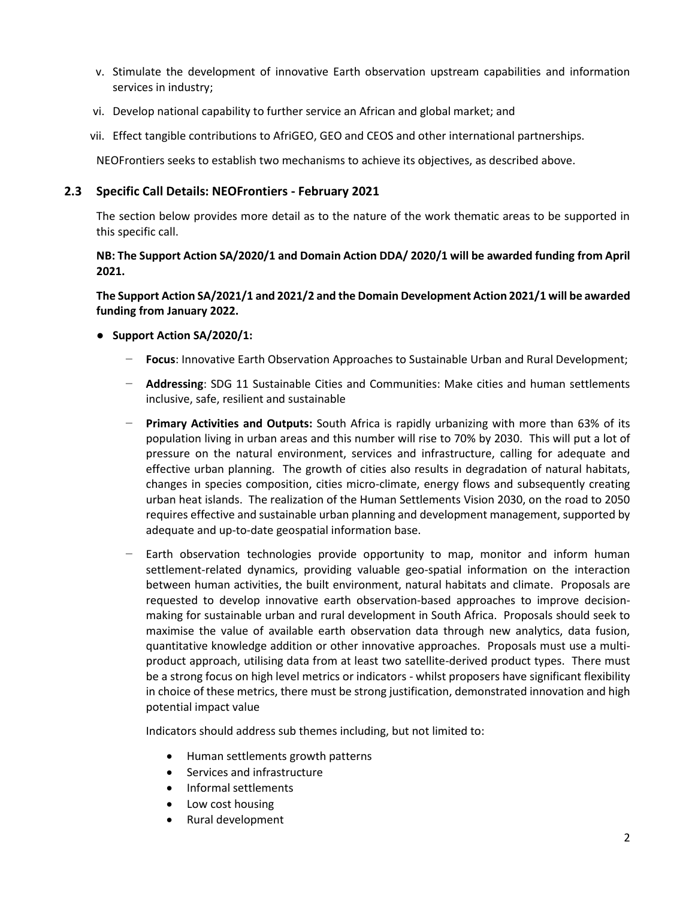v. Stimulate the development of innovative Earth observation upstream capabilities and information services in industry;

vi. Develop national capability to further service an African and global market; and

vii. Effect tangible contributions to AfriGEO, GEO and CEOS and other international partnerships.

NEOFrontiers seeks to establish two mechanisms to achieve its objectives, as described above.

## 2.3 Specific Call Details: NEOFrontiers - February 2021

The section below provides more detail as to the nature of the work thematic areas to be supported in this specific call.

**NB: The Support Action SA/2020/1 and Domain Action DDA/ 2020/1 will be awarded funding from April 2021.**

**The Support Action SA/2021/1 and 2021/2 and the Domain Development Action 2021/1 will be awarded funding from January 2022.**

- **Support Action SA/2020/1:**
  - **Focus**: Innovative Earth Observation Approaches to Sustainable Urban and Rural Development;
  - **Addressing**: SDG 11 Sustainable Cities and Communities: Make cities and human settlements inclusive, safe, resilient and sustainable
  - **Primary Activities and Outputs:** South Africa is rapidly urbanizing with more than 63% of its population living in urban areas and this number will rise to 70% by 2030. This will put a lot of pressure on the natural environment, services and infrastructure, calling for adequate and effective urban planning. The growth of cities also results in degradation of natural habitats, changes in species composition, cities micro-climate, energy flows and subsequently creating urban heat islands. The realization of the Human Settlements Vision 2030, on the road to 2050 requires effective and sustainable urban planning and development management, supported by adequate and up-to-date geospatial information base.
  - Earth observation technologies provide opportunity to map, monitor and inform human settlement-related dynamics, providing valuable geo-spatial information on the interaction between human activities, the built environment, natural habitats and climate. Proposals are requested to develop innovative earth observation-based approaches to improve decision-making for sustainable urban and rural development in South Africa. Proposals should seek to maximise the value of available earth observation data through new analytics, data fusion, quantitative knowledge addition or other innovative approaches. Proposals must use a multi-product approach, utilising data from at least two satellite-derived product types. There must be a strong focus on high level metrics or indicators - whilst proposers have significant flexibility in choice of these metrics, there must be strong justification, demonstrated innovation and high potential impact value

    Indicators should address sub themes including, but not limited to:

    - Human settlements growth patterns
    - Services and infrastructure
    - Informal settlements
    - Low cost housing
    - Rural development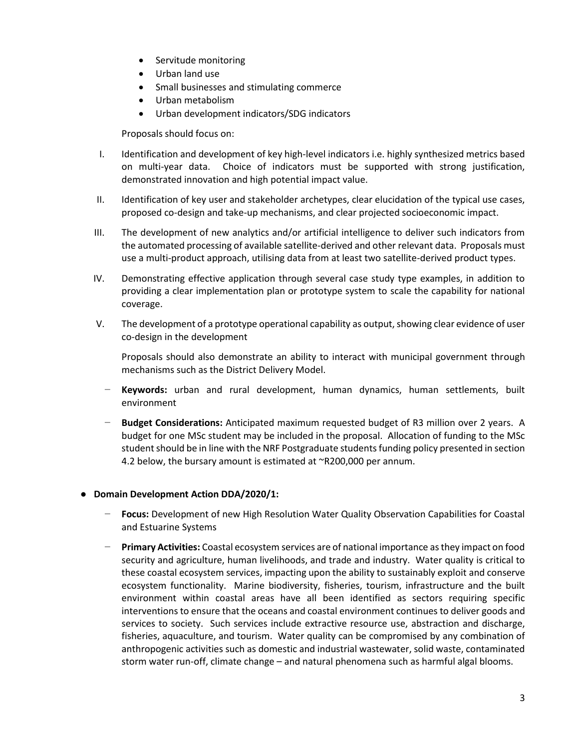- Servitude monitoring
- Urban land use
- Small businesses and stimulating commerce
- Urban metabolism
- Urban development indicators/SDG indicators

Proposals should focus on:

I. Identification and development of key high-level indicators i.e. highly synthesized metrics based on multi-year data. Choice of indicators must be supported with strong justification, demonstrated innovation and high potential impact value.

II. Identification of key user and stakeholder archetypes, clear elucidation of the typical use cases, proposed co-design and take-up mechanisms, and clear projected socioeconomic impact.

III. The development of new analytics and/or artificial intelligence to deliver such indicators from the automated processing of available satellite-derived and other relevant data. Proposals must use a multi-product approach, utilising data from at least two satellite-derived product types.

IV. Demonstrating effective application through several case study type examples, in addition to providing a clear implementation plan or prototype system to scale the capability for national coverage.

V. The development of a prototype operational capability as output, showing clear evidence of user co-design in the development

Proposals should also demonstrate an ability to interact with municipal government through mechanisms such as the District Delivery Model.

- **Keywords:** urban and rural development, human dynamics, human settlements, built environment
- **Budget Considerations:** Anticipated maximum requested budget of R3 million over 2 years. A budget for one MSc student may be included in the proposal. Allocation of funding to the MSc student should be in line with the NRF Postgraduate students funding policy presented in section 4.2 below, the bursary amount is estimated at ~R200,000 per annum.

- **Domain Development Action DDA/2020/1:**
  - **Focus:** Development of new High Resolution Water Quality Observation Capabilities for Coastal and Estuarine Systems
  - **Primary Activities:** Coastal ecosystem services are of national importance as they impact on food security and agriculture, human livelihoods, and trade and industry. Water quality is critical to these coastal ecosystem services, impacting upon the ability to sustainably exploit and conserve ecosystem functionality. Marine biodiversity, fisheries, tourism, infrastructure and the built environment within coastal areas have all been identified as sectors requiring specific interventions to ensure that the oceans and coastal environment continues to deliver goods and services to society. Such services include extractive resource use, abstraction and discharge, fisheries, aquaculture, and tourism. Water quality can be compromised by any combination of anthropogenic activities such as domestic and industrial wastewater, solid waste, contaminated storm water run-off, climate change – and natural phenomena such as harmful algal blooms.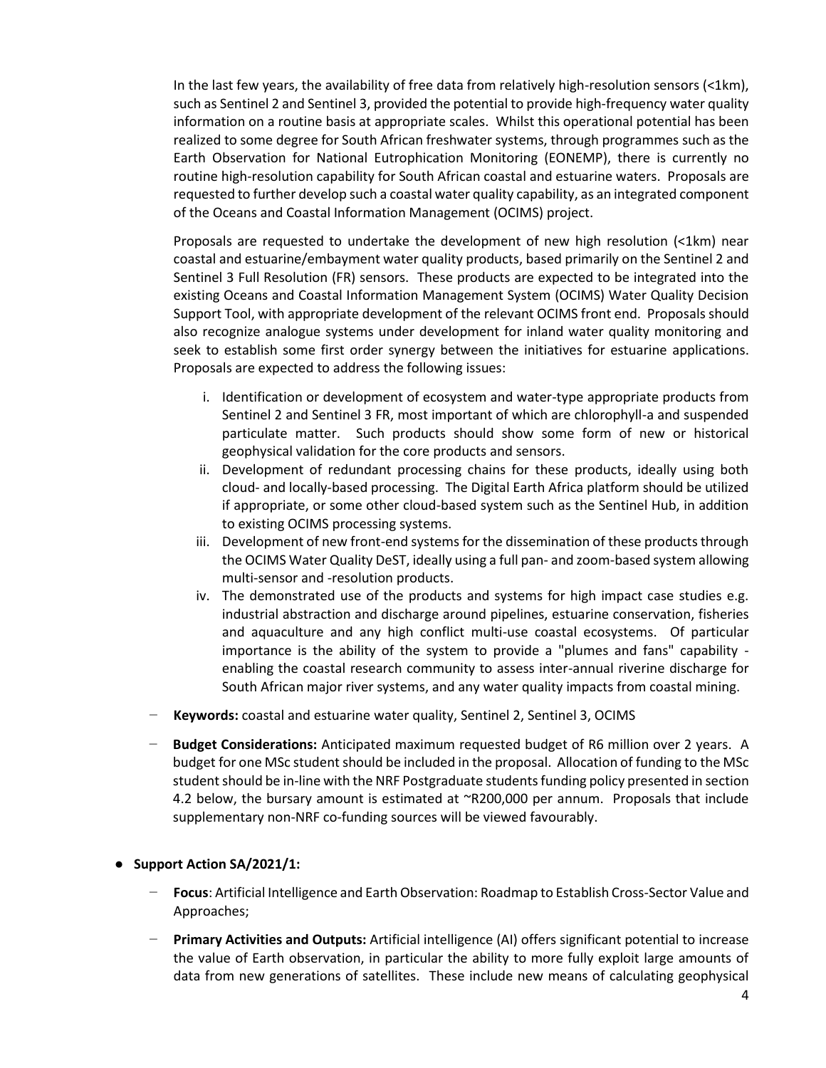In the last few years, the availability of free data from relatively high-resolution sensors (<1km), such as Sentinel 2 and Sentinel 3, provided the potential to provide high-frequency water quality information on a routine basis at appropriate scales. Whilst this operational potential has been realized to some degree for South African freshwater systems, through programmes such as the Earth Observation for National Eutrophication Monitoring (EONEMP), there is currently no routine high-resolution capability for South African coastal and estuarine waters. Proposals are requested to further develop such a coastal water quality capability, as an integrated component of the Oceans and Coastal Information Management (OCIMS) project.

Proposals are requested to undertake the development of new high resolution (<1km) near coastal and estuarine/embayment water quality products, based primarily on the Sentinel 2 and Sentinel 3 Full Resolution (FR) sensors. These products are expected to be integrated into the existing Oceans and Coastal Information Management System (OCIMS) Water Quality Decision Support Tool, with appropriate development of the relevant OCIMS front end. Proposals should also recognize analogue systems under development for inland water quality monitoring and seek to establish some first order synergy between the initiatives for estuarine applications. Proposals are expected to address the following issues:

i. Identification or development of ecosystem and water-type appropriate products from Sentinel 2 and Sentinel 3 FR, most important of which are chlorophyll-a and suspended particulate matter. Such products should show some form of new or historical geophysical validation for the core products and sensors.
ii. Development of redundant processing chains for these products, ideally using both cloud- and locally-based processing. The Digital Earth Africa platform should be utilized if appropriate, or some other cloud-based system such as the Sentinel Hub, in addition to existing OCIMS processing systems.
iii. Development of new front-end systems for the dissemination of these products through the OCIMS Water Quality DeST, ideally using a full pan- and zoom-based system allowing multi-sensor and -resolution products.
iv. The demonstrated use of the products and systems for high impact case studies e.g. industrial abstraction and discharge around pipelines, estuarine conservation, fisheries and aquaculture and any high conflict multi-use coastal ecosystems. Of particular importance is the ability of the system to provide a "plumes and fans" capability - enabling the coastal research community to assess inter-annual riverine discharge for South African major river systems, and any water quality impacts from coastal mining.

- **Keywords:** coastal and estuarine water quality, Sentinel 2, Sentinel 3, OCIMS
- **Budget Considerations:** Anticipated maximum requested budget of R6 million over 2 years. A budget for one MSc student should be included in the proposal. Allocation of funding to the MSc student should be in-line with the NRF Postgraduate students funding policy presented in section 4.2 below, the bursary amount is estimated at ~R200,000 per annum. Proposals that include supplementary non-NRF co-funding sources will be viewed favourably.

- **Support Action SA/2021/1:**
  - **Focus**: Artificial Intelligence and Earth Observation: Roadmap to Establish Cross-Sector Value and Approaches;
  - **Primary Activities and Outputs:** Artificial intelligence (AI) offers significant potential to increase the value of Earth observation, in particular the ability to more fully exploit large amounts of data from new generations of satellites. These include new means of calculating geophysical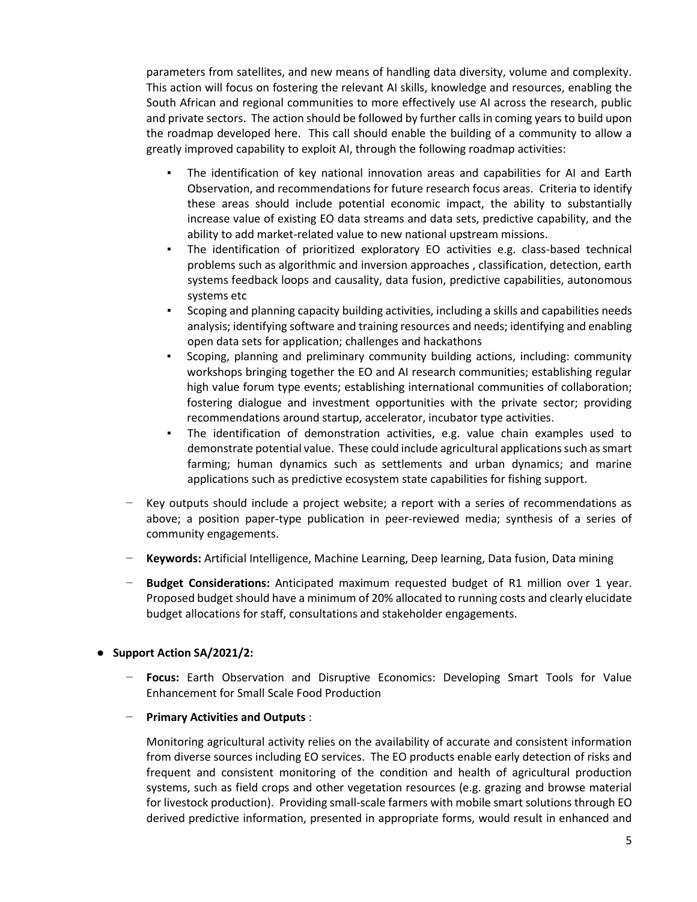parameters from satellites, and new means of handling data diversity, volume and complexity. This action will focus on fostering the relevant AI skills, knowledge and resources, enabling the South African and regional communities to more effectively use AI across the research, public and private sectors. The action should be followed by further calls in coming years to build upon the roadmap developed here. This call should enable the building of a community to allow a greatly improved capability to exploit AI, through the following roadmap activities:

- The identification of key national innovation areas and capabilities for AI and Earth Observation, and recommendations for future research focus areas. Criteria to identify these areas should include potential economic impact, the ability to substantially increase value of existing EO data streams and data sets, predictive capability, and the ability to add market-related value to new national upstream missions.
- The identification of prioritized exploratory EO activities e.g. class-based technical problems such as algorithmic and inversion approaches , classification, detection, earth systems feedback loops and causality, data fusion, predictive capabilities, autonomous systems etc
- Scoping and planning capacity building activities, including a skills and capabilities needs analysis; identifying software and training resources and needs; identifying and enabling open data sets for application; challenges and hackathons
- Scoping, planning and preliminary community building actions, including: community workshops bringing together the EO and AI research communities; establishing regular high value forum type events; establishing international communities of collaboration; fostering dialogue and investment opportunities with the private sector; providing recommendations around startup, accelerator, incubator type activities.
- The identification of demonstration activities, e.g. value chain examples used to demonstrate potential value. These could include agricultural applications such as smart farming; human dynamics such as settlements and urban dynamics; and marine applications such as predictive ecosystem state capabilities for fishing support.

- Key outputs should include a project website; a report with a series of recommendations as above; a position paper-type publication in peer-reviewed media; synthesis of a series of community engagements.
- **Keywords:** Artificial Intelligence, Machine Learning, Deep learning, Data fusion, Data mining
- **Budget Considerations:** Anticipated maximum requested budget of R1 million over 1 year. Proposed budget should have a minimum of 20% allocated to running costs and clearly elucidate budget allocations for staff, consultations and stakeholder engagements.

- **Support Action SA/2021/2:**
  - **Focus:** Earth Observation and Disruptive Economics: Developing Smart Tools for Value Enhancement for Small Scale Food Production
  - **Primary Activities and Outputs** :

    Monitoring agricultural activity relies on the availability of accurate and consistent information from diverse sources including EO services. The EO products enable early detection of risks and frequent and consistent monitoring of the condition and health of agricultural production systems, such as field crops and other vegetation resources (e.g. grazing and browse material for livestock production). Providing small-scale farmers with mobile smart solutions through EO derived predictive information, presented in appropriate forms, would result in enhanced and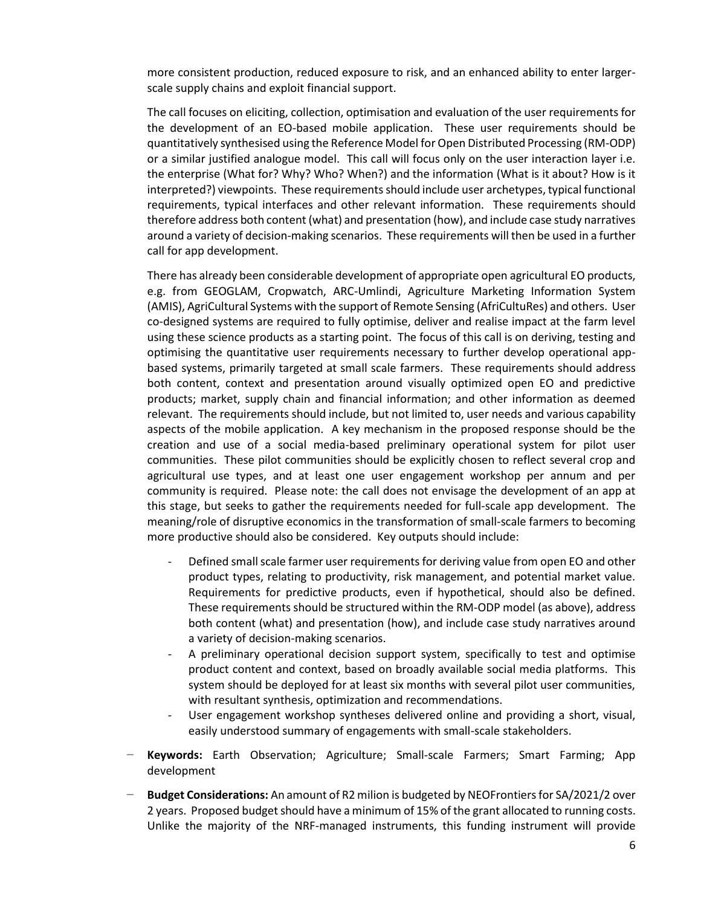more consistent production, reduced exposure to risk, and an enhanced ability to enter larger-scale supply chains and exploit financial support.

The call focuses on eliciting, collection, optimisation and evaluation of the user requirements for the development of an EO-based mobile application. These user requirements should be quantitatively synthesised using the Reference Model for Open Distributed Processing (RM-ODP) or a similar justified analogue model. This call will focus only on the user interaction layer i.e. the enterprise (What for? Why? Who? When?) and the information (What is it about? How is it interpreted?) viewpoints. These requirements should include user archetypes, typical functional requirements, typical interfaces and other relevant information. These requirements should therefore address both content (what) and presentation (how), and include case study narratives around a variety of decision-making scenarios. These requirements will then be used in a further call for app development.

There has already been considerable development of appropriate open agricultural EO products, e.g. from GEOGLAM, Cropwatch, ARC-Umlindi, Agriculture Marketing Information System (AMIS), AgriCultural Systems with the support of Remote Sensing (AfriCultuRes) and others. User co-designed systems are required to fully optimise, deliver and realise impact at the farm level using these science products as a starting point. The focus of this call is on deriving, testing and optimising the quantitative user requirements necessary to further develop operational app-based systems, primarily targeted at small scale farmers. These requirements should address both content, context and presentation around visually optimized open EO and predictive products; market, supply chain and financial information; and other information as deemed relevant. The requirements should include, but not limited to, user needs and various capability aspects of the mobile application. A key mechanism in the proposed response should be the creation and use of a social media-based preliminary operational system for pilot user communities. These pilot communities should be explicitly chosen to reflect several crop and agricultural use types, and at least one user engagement workshop per annum and per community is required. Please note: the call does not envisage the development of an app at this stage, but seeks to gather the requirements needed for full-scale app development. The meaning/role of disruptive economics in the transformation of small-scale farmers to becoming more productive should also be considered. Key outputs should include:

- Defined small scale farmer user requirements for deriving value from open EO and other product types, relating to productivity, risk management, and potential market value. Requirements for predictive products, even if hypothetical, should also be defined. These requirements should be structured within the RM-ODP model (as above), address both content (what) and presentation (how), and include case study narratives around a variety of decision-making scenarios.
- A preliminary operational decision support system, specifically to test and optimise product content and context, based on broadly available social media platforms. This system should be deployed for at least six months with several pilot user communities, with resultant synthesis, optimization and recommendations.
- User engagement workshop syntheses delivered online and providing a short, visual, easily understood summary of engagements with small-scale stakeholders.

- **Keywords:** Earth Observation; Agriculture; Small-scale Farmers; Smart Farming; App development
- **Budget Considerations:** An amount of R2 milion is budgeted by NEOFrontiers for SA/2021/2 over 2 years. Proposed budget should have a minimum of 15% of the grant allocated to running costs. Unlike the majority of the NRF-managed instruments, this funding instrument will provide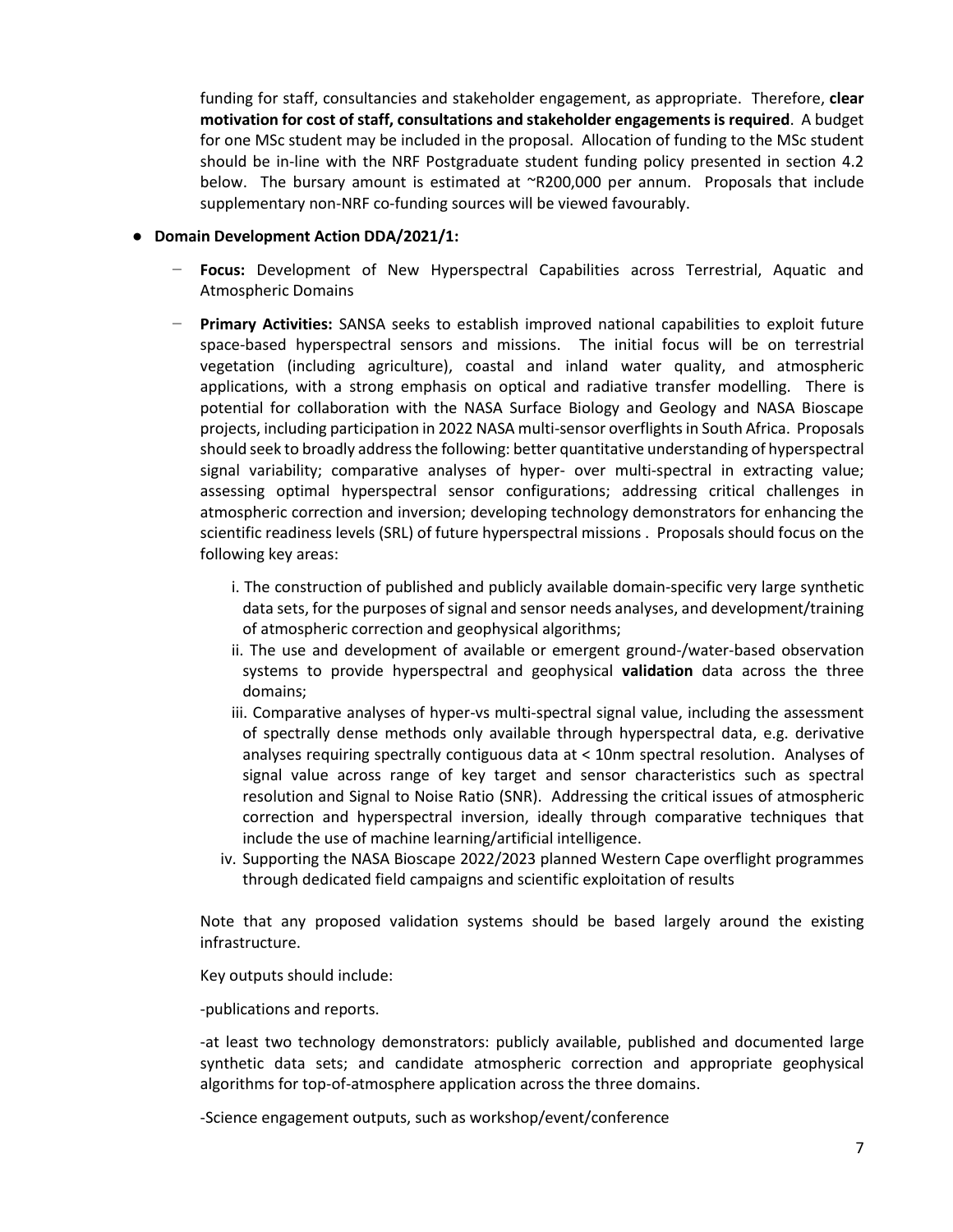funding for staff, consultancies and stakeholder engagement, as appropriate. Therefore, **clear motivation for cost of staff, consultations and stakeholder engagements is required**. A budget for one MSc student may be included in the proposal. Allocation of funding to the MSc student should be in-line with the NRF Postgraduate student funding policy presented in section 4.2 below. The bursary amount is estimated at ~R200,000 per annum. Proposals that include supplementary non-NRF co-funding sources will be viewed favourably.

- **Domain Development Action DDA/2021/1:**
  - **Focus:** Development of New Hyperspectral Capabilities across Terrestrial, Aquatic and Atmospheric Domains
  - **Primary Activities:** SANSA seeks to establish improved national capabilities to exploit future space-based hyperspectral sensors and missions. The initial focus will be on terrestrial vegetation (including agriculture), coastal and inland water quality, and atmospheric applications, with a strong emphasis on optical and radiative transfer modelling. There is potential for collaboration with the NASA Surface Biology and Geology and NASA Bioscape projects, including participation in 2022 NASA multi-sensor overflights in South Africa. Proposals should seek to broadly address the following: better quantitative understanding of hyperspectral signal variability; comparative analyses of hyper- over multi-spectral in extracting value; assessing optimal hyperspectral sensor configurations; addressing critical challenges in atmospheric correction and inversion; developing technology demonstrators for enhancing the scientific readiness levels (SRL) of future hyperspectral missions . Proposals should focus on the following key areas:

    i. The construction of published and publicly available domain-specific very large synthetic data sets, for the purposes of signal and sensor needs analyses, and development/training of atmospheric correction and geophysical algorithms;

    ii. The use and development of available or emergent ground-/water-based observation systems to provide hyperspectral and geophysical **validation** data across the three domains;

    iii. Comparative analyses of hyper-vs multi-spectral signal value, including the assessment of spectrally dense methods only available through hyperspectral data, e.g. derivative analyses requiring spectrally contiguous data at < 10nm spectral resolution. Analyses of signal value across range of key target and sensor characteristics such as spectral resolution and Signal to Noise Ratio (SNR). Addressing the critical issues of atmospheric correction and hyperspectral inversion, ideally through comparative techniques that include the use of machine learning/artificial intelligence.

    iv. Supporting the NASA Bioscape 2022/2023 planned Western Cape overflight programmes through dedicated field campaigns and scientific exploitation of results

  Note that any proposed validation systems should be based largely around the existing infrastructure.

  Key outputs should include:

  -publications and reports.

  -at least two technology demonstrators: publicly available, published and documented large synthetic data sets; and candidate atmospheric correction and appropriate geophysical algorithms for top-of-atmosphere application across the three domains.

  -Science engagement outputs, such as workshop/event/conference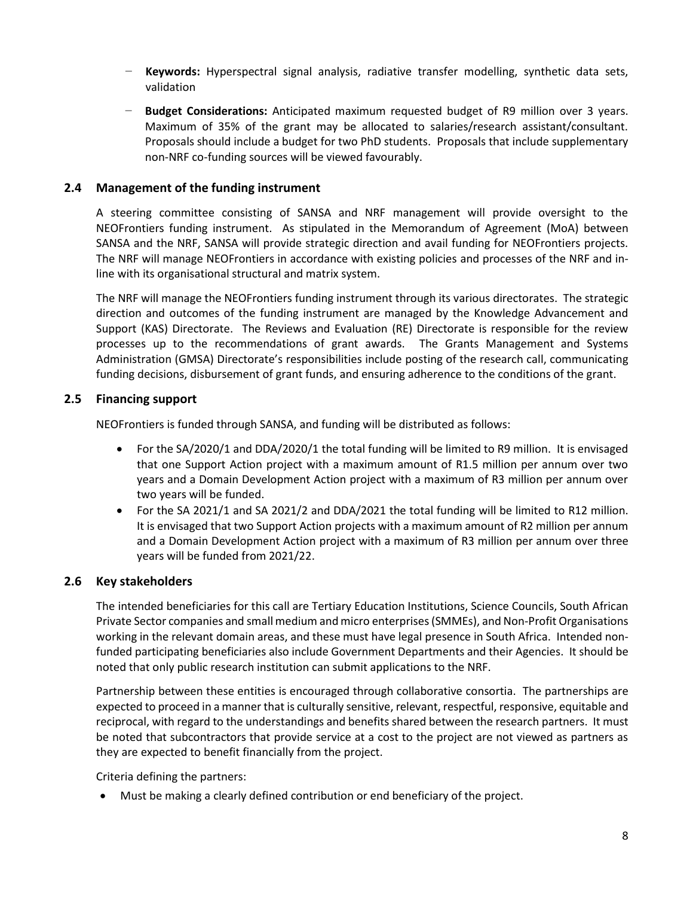- **Keywords:** Hyperspectral signal analysis, radiative transfer modelling, synthetic data sets, validation
- **Budget Considerations:** Anticipated maximum requested budget of R9 million over 3 years. Maximum of 35% of the grant may be allocated to salaries/research assistant/consultant. Proposals should include a budget for two PhD students. Proposals that include supplementary non-NRF co-funding sources will be viewed favourably.

### 2.4 Management of the funding instrument

A steering committee consisting of SANSA and NRF management will provide oversight to the NEOFrontiers funding instrument. As stipulated in the Memorandum of Agreement (MoA) between SANSA and the NRF, SANSA will provide strategic direction and avail funding for NEOFrontiers projects. The NRF will manage NEOFrontiers in accordance with existing policies and processes of the NRF and in-line with its organisational structural and matrix system.

The NRF will manage the NEOFrontiers funding instrument through its various directorates. The strategic direction and outcomes of the funding instrument are managed by the Knowledge Advancement and Support (KAS) Directorate. The Reviews and Evaluation (RE) Directorate is responsible for the review processes up to the recommendations of grant awards. The Grants Management and Systems Administration (GMSA) Directorate's responsibilities include posting of the research call, communicating funding decisions, disbursement of grant funds, and ensuring adherence to the conditions of the grant.

### 2.5 Financing support

NEOFrontiers is funded through SANSA, and funding will be distributed as follows:

- For the SA/2020/1 and DDA/2020/1 the total funding will be limited to R9 million. It is envisaged that one Support Action project with a maximum amount of R1.5 million per annum over two years and a Domain Development Action project with a maximum of R3 million per annum over two years will be funded.
- For the SA 2021/1 and SA 2021/2 and DDA/2021 the total funding will be limited to R12 million. It is envisaged that two Support Action projects with a maximum amount of R2 million per annum and a Domain Development Action project with a maximum of R3 million per annum over three years will be funded from 2021/22.

### 2.6 Key stakeholders

The intended beneficiaries for this call are Tertiary Education Institutions, Science Councils, South African Private Sector companies and small medium and micro enterprises (SMMEs), and Non-Profit Organisations working in the relevant domain areas, and these must have legal presence in South Africa. Intended non-funded participating beneficiaries also include Government Departments and their Agencies. It should be noted that only public research institution can submit applications to the NRF.

Partnership between these entities is encouraged through collaborative consortia. The partnerships are expected to proceed in a manner that is culturally sensitive, relevant, respectful, responsive, equitable and reciprocal, with regard to the understandings and benefits shared between the research partners. It must be noted that subcontractors that provide service at a cost to the project are not viewed as partners as they are expected to benefit financially from the project.

Criteria defining the partners:

- Must be making a clearly defined contribution or end beneficiary of the project.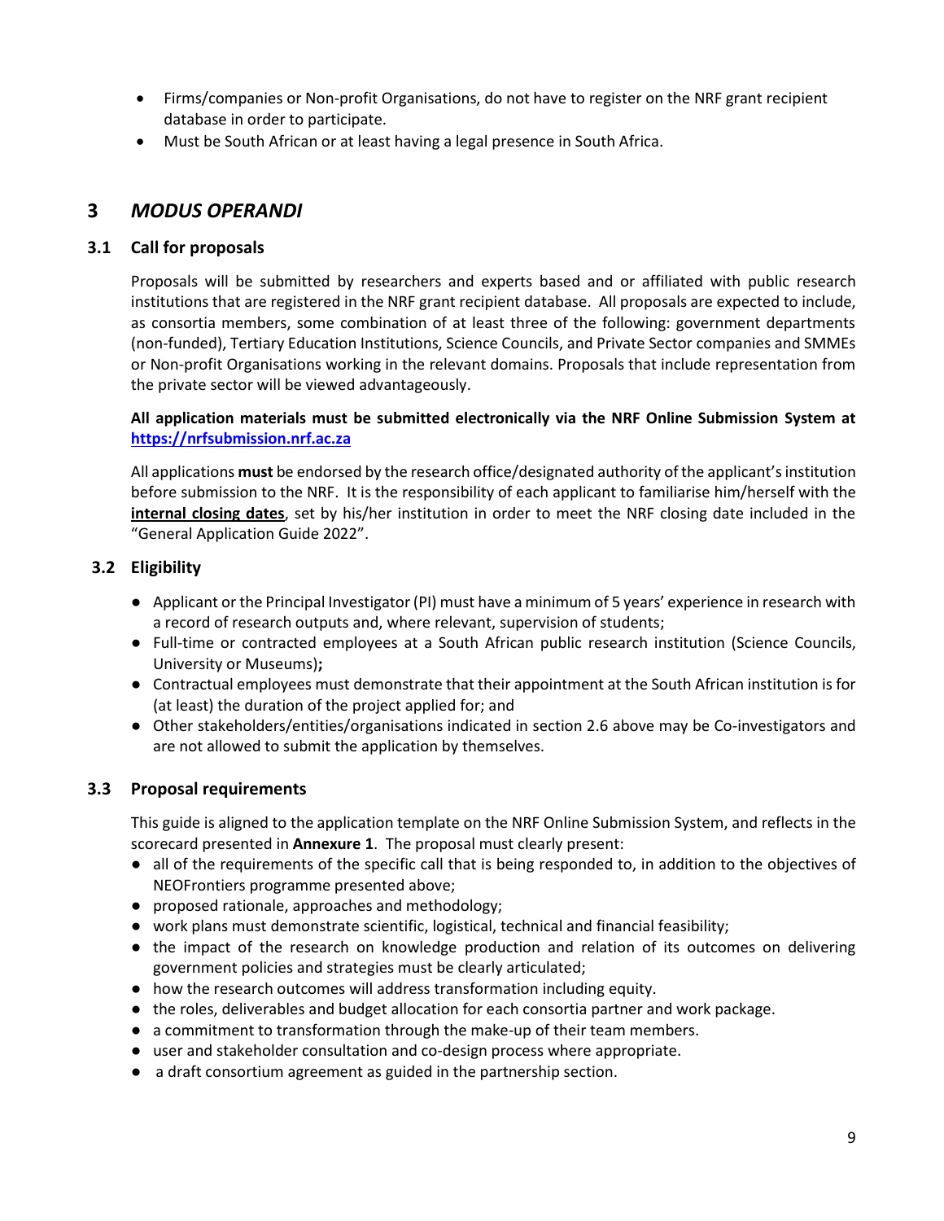- Firms/companies or Non-profit Organisations, do not have to register on the NRF grant recipient database in order to participate.
- Must be South African or at least having a legal presence in South Africa.

# 3 *MODUS OPERANDI*

## 3.1 Call for proposals

Proposals will be submitted by researchers and experts based and or affiliated with public research institutions that are registered in the NRF grant recipient database. All proposals are expected to include, as consortia members, some combination of at least three of the following: government departments (non-funded), Tertiary Education Institutions, Science Councils, and Private Sector companies and SMMEs or Non-profit Organisations working in the relevant domains. Proposals that include representation from the private sector will be viewed advantageously.

**All application materials must be submitted electronically via the NRF Online Submission System at [https://nrfsubmission.nrf.ac.za](https://nrfsubmission.nrf.ac.za)**

All applications **must** be endorsed by the research office/designated authority of the applicant's institution before submission to the NRF. It is the responsibility of each applicant to familiarise him/herself with the **internal closing dates**, set by his/her institution in order to meet the NRF closing date included in the "General Application Guide 2022".

## 3.2 Eligibility

- Applicant or the Principal Investigator (PI) must have a minimum of 5 years' experience in research with a record of research outputs and, where relevant, supervision of students;
- Full-time or contracted employees at a South African public research institution (Science Councils, University or Museums)**;**
- Contractual employees must demonstrate that their appointment at the South African institution is for (at least) the duration of the project applied for; and
- Other stakeholders/entities/organisations indicated in section 2.6 above may be Co-investigators and are not allowed to submit the application by themselves.

## 3.3 Proposal requirements

This guide is aligned to the application template on the NRF Online Submission System, and reflects in the scorecard presented in **Annexure 1**. The proposal must clearly present:

- all of the requirements of the specific call that is being responded to, in addition to the objectives of NEOFrontiers programme presented above;
- proposed rationale, approaches and methodology;
- work plans must demonstrate scientific, logistical, technical and financial feasibility;
- the impact of the research on knowledge production and relation of its outcomes on delivering government policies and strategies must be clearly articulated;
- how the research outcomes will address transformation including equity.
- the roles, deliverables and budget allocation for each consortia partner and work package.
- a commitment to transformation through the make-up of their team members.
- user and stakeholder consultation and co-design process where appropriate.
- a draft consortium agreement as guided in the partnership section.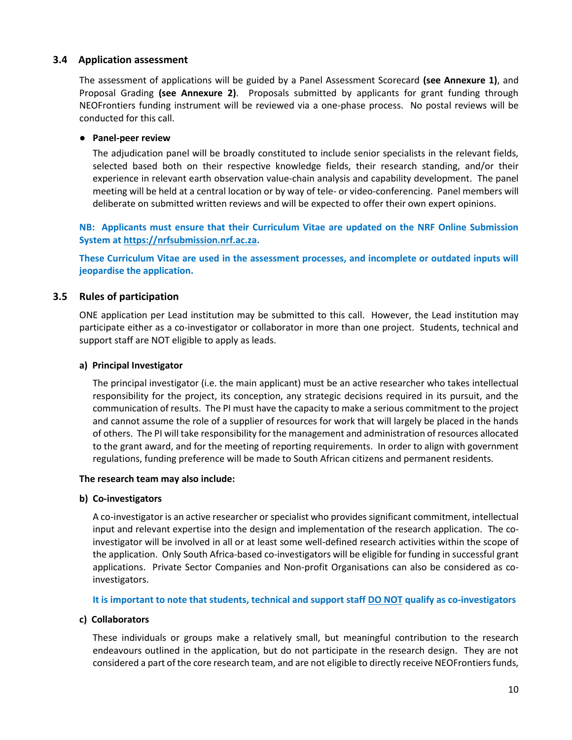### 3.4 Application assessment

The assessment of applications will be guided by a Panel Assessment Scorecard **(see Annexure 1)**, and Proposal Grading **(see Annexure 2)**. Proposals submitted by applicants for grant funding through NEOFrontiers funding instrument will be reviewed via a one-phase process. No postal reviews will be conducted for this call.

- **Panel-peer review**

  The adjudication panel will be broadly constituted to include senior specialists in the relevant fields, selected based both on their respective knowledge fields, their research standing, and/or their experience in relevant earth observation value-chain analysis and capability development. The panel meeting will be held at a central location or by way of tele- or video-conferencing. Panel members will deliberate on submitted written reviews and will be expected to offer their own expert opinions.

**NB: Applicants must ensure that their Curriculum Vitae are updated on the NRF Online Submission System at [https://nrfsubmission.nrf.ac.za](https://nrfsubmission.nrf.ac.za).**

**These Curriculum Vitae are used in the assessment processes, and incomplete or outdated inputs will jeopardise the application.**

### 3.5 Rules of participation

ONE application per Lead institution may be submitted to this call. However, the Lead institution may participate either as a co-investigator or collaborator in more than one project. Students, technical and support staff are NOT eligible to apply as leads.

**a) Principal Investigator**

The principal investigator (i.e. the main applicant) must be an active researcher who takes intellectual responsibility for the project, its conception, any strategic decisions required in its pursuit, and the communication of results. The PI must have the capacity to make a serious commitment to the project and cannot assume the role of a supplier of resources for work that will largely be placed in the hands of others. The PI will take responsibility for the management and administration of resources allocated to the grant award, and for the meeting of reporting requirements. In order to align with government regulations, funding preference will be made to South African citizens and permanent residents.

**The research team may also include:**

**b) Co-investigators**

A co-investigator is an active researcher or specialist who provides significant commitment, intellectual input and relevant expertise into the design and implementation of the research application. The co-investigator will be involved in all or at least some well-defined research activities within the scope of the application. Only South Africa-based co-investigators will be eligible for funding in successful grant applications. Private Sector Companies and Non-profit Organisations can also be considered as co-investigators.

**It is important to note that students, technical and support staff DO NOT qualify as co-investigators**

**c) Collaborators**

These individuals or groups make a relatively small, but meaningful contribution to the research endeavours outlined in the application, but do not participate in the research design. They are not considered a part of the core research team, and are not eligible to directly receive NEOFrontiers funds,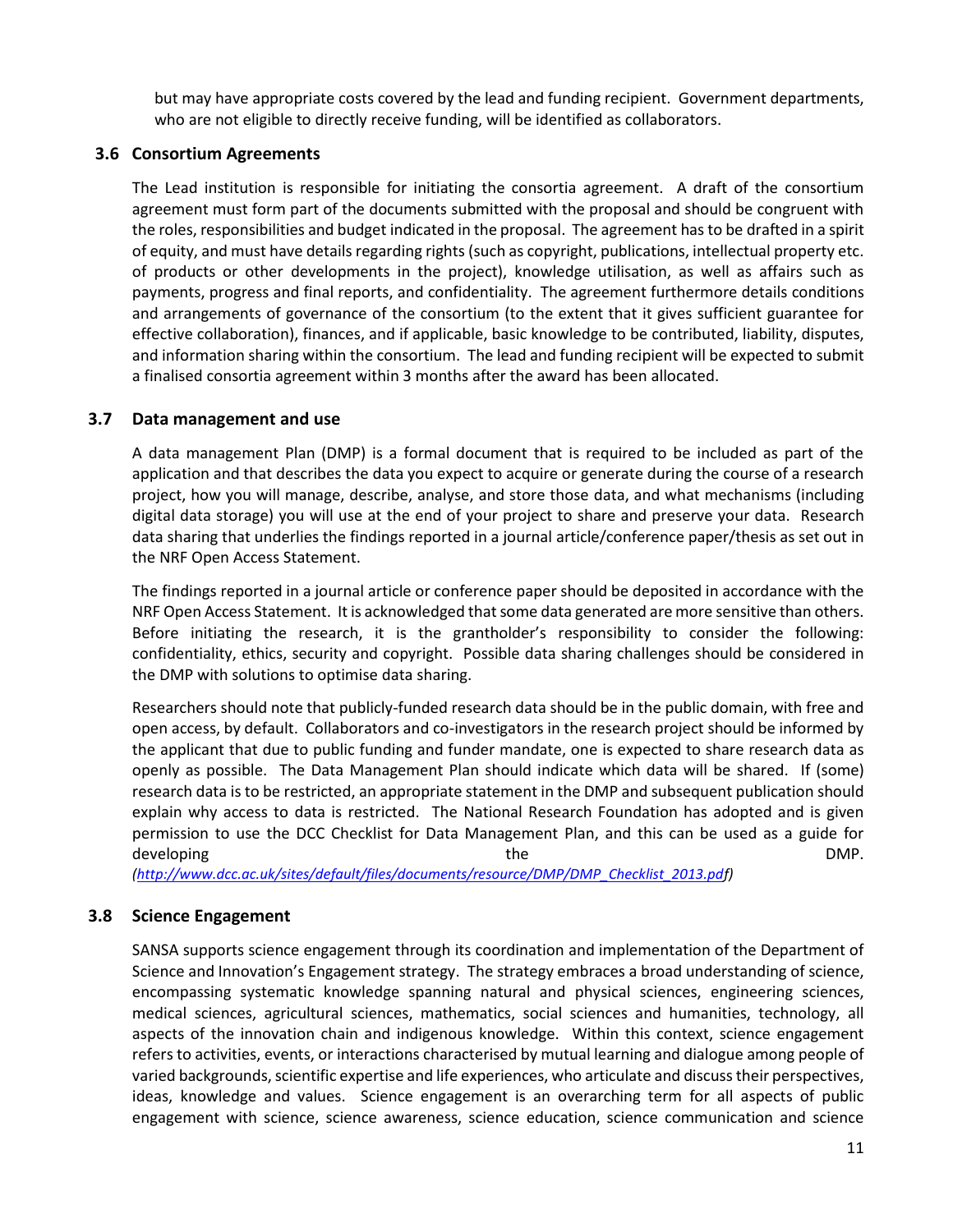but may have appropriate costs covered by the lead and funding recipient. Government departments, who are not eligible to directly receive funding, will be identified as collaborators.

### 3.6 Consortium Agreements

The Lead institution is responsible for initiating the consortia agreement. A draft of the consortium agreement must form part of the documents submitted with the proposal and should be congruent with the roles, responsibilities and budget indicated in the proposal. The agreement has to be drafted in a spirit of equity, and must have details regarding rights (such as copyright, publications, intellectual property etc. of products or other developments in the project), knowledge utilisation, as well as affairs such as payments, progress and final reports, and confidentiality. The agreement furthermore details conditions and arrangements of governance of the consortium (to the extent that it gives sufficient guarantee for effective collaboration), finances, and if applicable, basic knowledge to be contributed, liability, disputes, and information sharing within the consortium. The lead and funding recipient will be expected to submit a finalised consortia agreement within 3 months after the award has been allocated.

### 3.7 Data management and use

A data management Plan (DMP) is a formal document that is required to be included as part of the application and that describes the data you expect to acquire or generate during the course of a research project, how you will manage, describe, analyse, and store those data, and what mechanisms (including digital data storage) you will use at the end of your project to share and preserve your data. Research data sharing that underlies the findings reported in a journal article/conference paper/thesis as set out in the NRF Open Access Statement.

The findings reported in a journal article or conference paper should be deposited in accordance with the NRF Open Access Statement. It is acknowledged that some data generated are more sensitive than others. Before initiating the research, it is the grantholder's responsibility to consider the following: confidentiality, ethics, security and copyright. Possible data sharing challenges should be considered in the DMP with solutions to optimise data sharing.

Researchers should note that publicly-funded research data should be in the public domain, with free and open access, by default. Collaborators and co-investigators in the research project should be informed by the applicant that due to public funding and funder mandate, one is expected to share research data as openly as possible. The Data Management Plan should indicate which data will be shared. If (some) research data is to be restricted, an appropriate statement in the DMP and subsequent publication should explain why access to data is restricted. The National Research Foundation has adopted and is given permission to use the DCC Checklist for Data Management Plan, and this can be used as a guide for developing the DMP. *(http://www.dcc.ac.uk/sites/default/files/documents/resource/DMP/DMP_Checklist_2013.pdf)*

### 3.8 Science Engagement

SANSA supports science engagement through its coordination and implementation of the Department of Science and Innovation's Engagement strategy. The strategy embraces a broad understanding of science, encompassing systematic knowledge spanning natural and physical sciences, engineering sciences, medical sciences, agricultural sciences, mathematics, social sciences and humanities, technology, all aspects of the innovation chain and indigenous knowledge. Within this context, science engagement refers to activities, events, or interactions characterised by mutual learning and dialogue among people of varied backgrounds, scientific expertise and life experiences, who articulate and discuss their perspectives, ideas, knowledge and values. Science engagement is an overarching term for all aspects of public engagement with science, science awareness, science education, science communication and science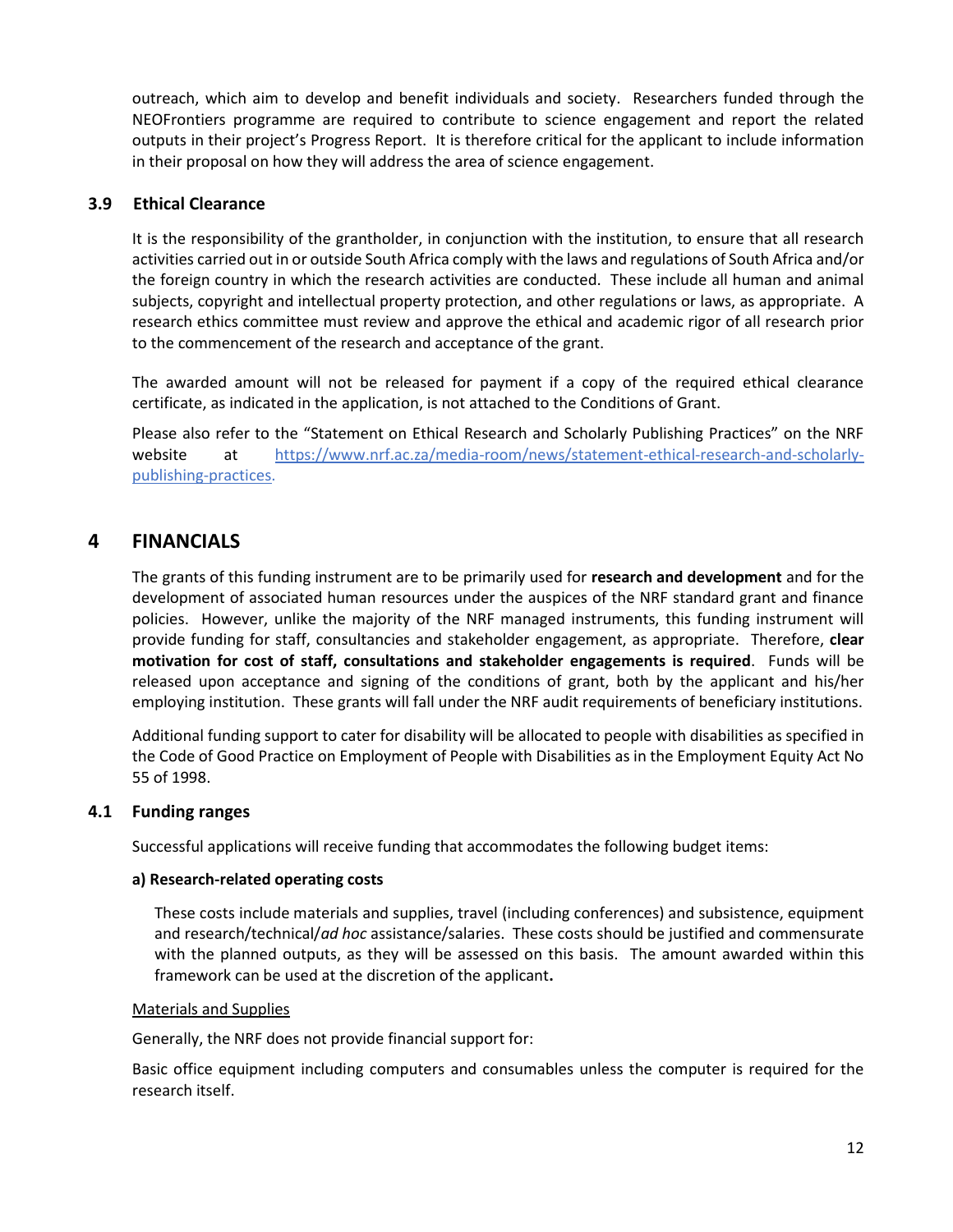outreach, which aim to develop and benefit individuals and society. Researchers funded through the NEOFrontiers programme are required to contribute to science engagement and report the related outputs in their project's Progress Report. It is therefore critical for the applicant to include information in their proposal on how they will address the area of science engagement.

### 3.9 Ethical Clearance

It is the responsibility of the grantholder, in conjunction with the institution, to ensure that all research activities carried out in or outside South Africa comply with the laws and regulations of South Africa and/or the foreign country in which the research activities are conducted. These include all human and animal subjects, copyright and intellectual property protection, and other regulations or laws, as appropriate. A research ethics committee must review and approve the ethical and academic rigor of all research prior to the commencement of the research and acceptance of the grant.

The awarded amount will not be released for payment if a copy of the required ethical clearance certificate, as indicated in the application, is not attached to the Conditions of Grant.

Please also refer to the "Statement on Ethical Research and Scholarly Publishing Practices" on the NRF website at https://www.nrf.ac.za/media-room/news/statement-ethical-research-and-scholarly-publishing-practices.

## 4 FINANCIALS

The grants of this funding instrument are to be primarily used for **research and development** and for the development of associated human resources under the auspices of the NRF standard grant and finance policies. However, unlike the majority of the NRF managed instruments, this funding instrument will provide funding for staff, consultancies and stakeholder engagement, as appropriate. Therefore, **clear motivation for cost of staff, consultations and stakeholder engagements is required**. Funds will be released upon acceptance and signing of the conditions of grant, both by the applicant and his/her employing institution. These grants will fall under the NRF audit requirements of beneficiary institutions.

Additional funding support to cater for disability will be allocated to people with disabilities as specified in the Code of Good Practice on Employment of People with Disabilities as in the Employment Equity Act No 55 of 1998.

### 4.1 Funding ranges

Successful applications will receive funding that accommodates the following budget items:

**a) Research-related operating costs**

These costs include materials and supplies, travel (including conferences) and subsistence, equipment and research/technical/*ad hoc* assistance/salaries. These costs should be justified and commensurate with the planned outputs, as they will be assessed on this basis. The amount awarded within this framework can be used at the discretion of the applicant**.**

Materials and Supplies

Generally, the NRF does not provide financial support for:

Basic office equipment including computers and consumables unless the computer is required for the research itself.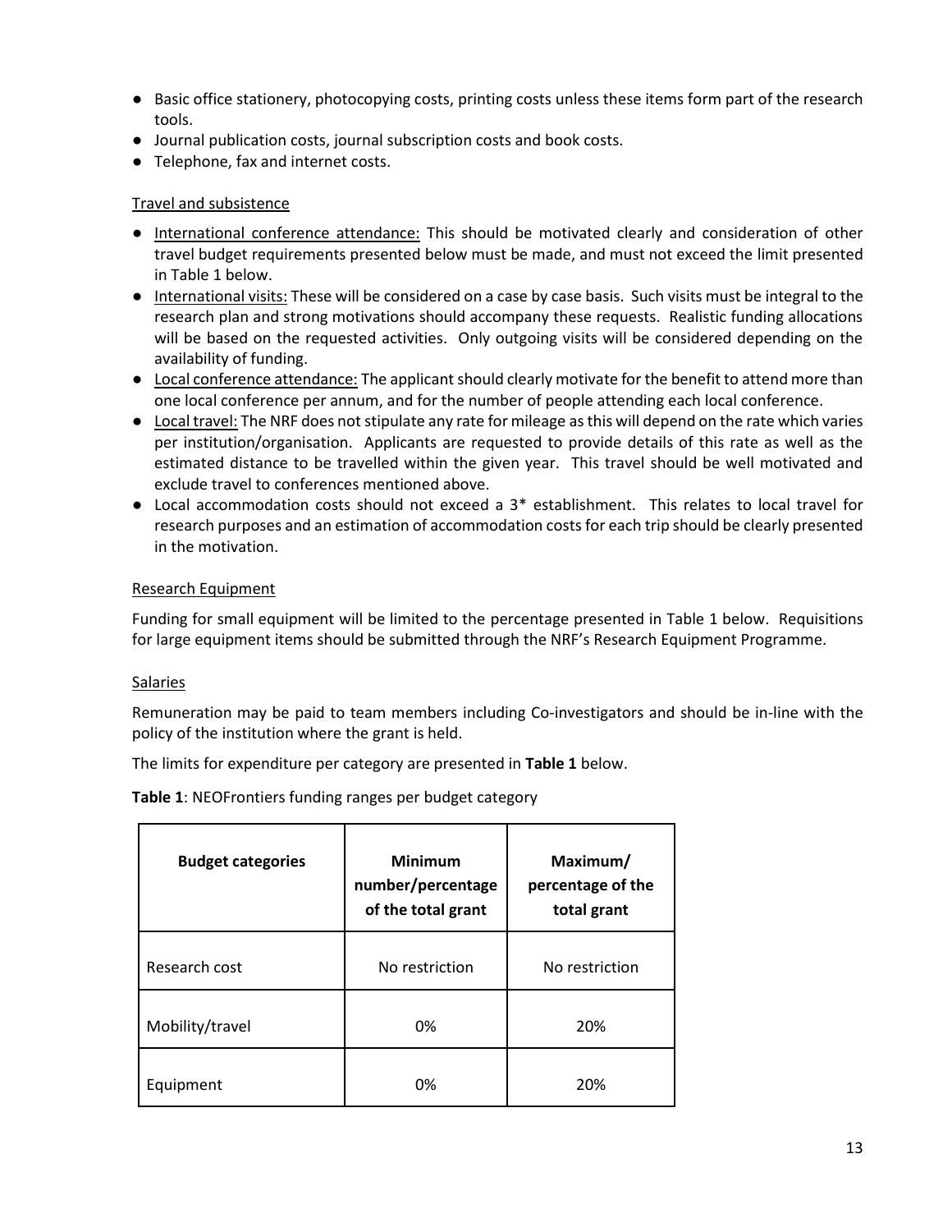- Basic office stationery, photocopying costs, printing costs unless these items form part of the research tools.
- Journal publication costs, journal subscription costs and book costs.
- Telephone, fax and internet costs.

Travel and subsistence

- International conference attendance: This should be motivated clearly and consideration of other travel budget requirements presented below must be made, and must not exceed the limit presented in Table 1 below.
- International visits: These will be considered on a case by case basis. Such visits must be integral to the research plan and strong motivations should accompany these requests. Realistic funding allocations will be based on the requested activities. Only outgoing visits will be considered depending on the availability of funding.
- Local conference attendance: The applicant should clearly motivate for the benefit to attend more than one local conference per annum, and for the number of people attending each local conference.
- Local travel: The NRF does not stipulate any rate for mileage as this will depend on the rate which varies per institution/organisation. Applicants are requested to provide details of this rate as well as the estimated distance to be travelled within the given year. This travel should be well motivated and exclude travel to conferences mentioned above.
- Local accommodation costs should not exceed a 3* establishment. This relates to local travel for research purposes and an estimation of accommodation costs for each trip should be clearly presented in the motivation.

Research Equipment

Funding for small equipment will be limited to the percentage presented in Table 1 below. Requisitions for large equipment items should be submitted through the NRF's Research Equipment Programme.

Salaries

Remuneration may be paid to team members including Co-investigators and should be in-line with the policy of the institution where the grant is held.

The limits for expenditure per category are presented in **Table 1** below.

**Table 1**: NEOFrontiers funding ranges per budget category

| Budget categories | Minimum number/percentage of the total grant | Maximum/ percentage of the total grant |
|---|---|---|
| Research cost | No restriction | No restriction |
| Mobility/travel | 0% | 20% |
| Equipment | 0% | 20% |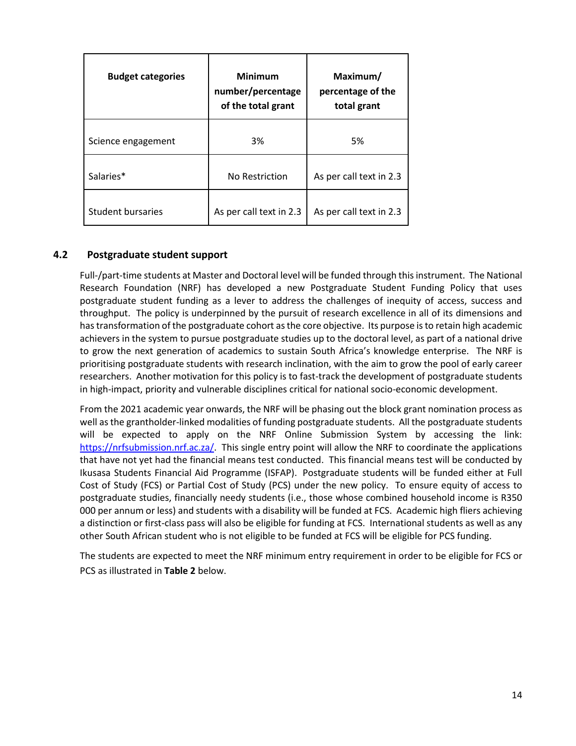| Budget categories | Minimum number/percentage of the total grant | Maximum/ percentage of the total grant |
|---|---|---|
| Science engagement | 3% | 5% |
| Salaries* | No Restriction | As per call text in 2.3 |
| Student bursaries | As per call text in 2.3 | As per call text in 2.3 |

### 4.2 Postgraduate student support

Full-/part-time students at Master and Doctoral level will be funded through this instrument. The National Research Foundation (NRF) has developed a new Postgraduate Student Funding Policy that uses postgraduate student funding as a lever to address the challenges of inequity of access, success and throughput. The policy is underpinned by the pursuit of research excellence in all of its dimensions and has transformation of the postgraduate cohort as the core objective. Its purpose is to retain high academic achievers in the system to pursue postgraduate studies up to the doctoral level, as part of a national drive to grow the next generation of academics to sustain South Africa's knowledge enterprise. The NRF is prioritising postgraduate students with research inclination, with the aim to grow the pool of early career researchers. Another motivation for this policy is to fast-track the development of postgraduate students in high-impact, priority and vulnerable disciplines critical for national socio-economic development.

From the 2021 academic year onwards, the NRF will be phasing out the block grant nomination process as well as the grantholder-linked modalities of funding postgraduate students. All the postgraduate students will be expected to apply on the NRF Online Submission System by accessing the link: https://nrfsubmission.nrf.ac.za/. This single entry point will allow the NRF to coordinate the applications that have not yet had the financial means test conducted. This financial means test will be conducted by Ikusasa Students Financial Aid Programme (ISFAP). Postgraduate students will be funded either at Full Cost of Study (FCS) or Partial Cost of Study (PCS) under the new policy. To ensure equity of access to postgraduate studies, financially needy students (i.e., those whose combined household income is R350 000 per annum or less) and students with a disability will be funded at FCS. Academic high fliers achieving a distinction or first-class pass will also be eligible for funding at FCS. International students as well as any other South African student who is not eligible to be funded at FCS will be eligible for PCS funding.

The students are expected to meet the NRF minimum entry requirement in order to be eligible for FCS or PCS as illustrated in **Table 2** below.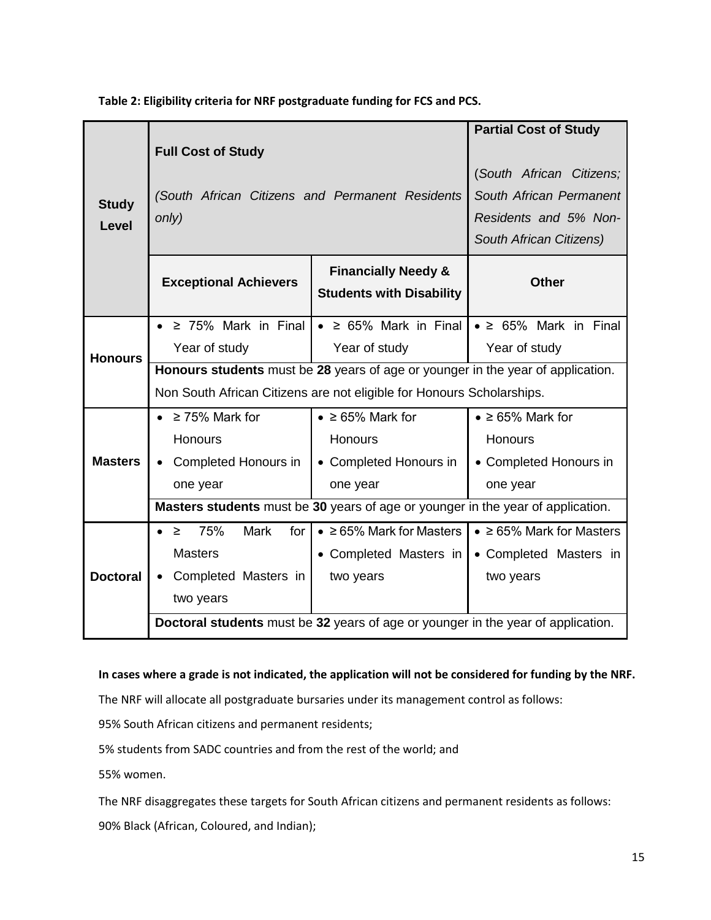**Table 2: Eligibility criteria for NRF postgraduate funding for FCS and PCS.**

| Study Level | Full Cost of Study *(South African Citizens and Permanent Residents only)* | | Partial Cost of Study (*South African Citizens; South African Permanent Residents and 5% Non-South African Citizens)* |
|---|---|---|---|
| | **Exceptional Achievers** | **Financially Needy & Students with Disability** | **Other** |
| **Honours** | • ≥ 75% Mark in Final Year of study | • ≥ 65% Mark in Final Year of study | • ≥ 65% Mark in Final Year of study |
| | **Honours students** must be **28** years of age or younger in the year of application. Non South African Citizens are not eligible for Honours Scholarships. | | |
| **Masters** | • ≥ 75% Mark for Honours • Completed Honours in one year | • ≥ 65% Mark for Honours • Completed Honours in one year | • ≥ 65% Mark for Honours • Completed Honours in one year |
| | **Masters students** must be **30** years of age or younger in the year of application. | | |
| **Doctoral** | • ≥ 75% Mark for Masters • Completed Masters in two years | • ≥ 65% Mark for Masters • Completed Masters in two years | • ≥ 65% Mark for Masters • Completed Masters in two years |
| | **Doctoral students** must be **32** years of age or younger in the year of application. | | |

**In cases where a grade is not indicated, the application will not be considered for funding by the NRF.**

The NRF will allocate all postgraduate bursaries under its management control as follows:

95% South African citizens and permanent residents;

5% students from SADC countries and from the rest of the world; and

55% women.

The NRF disaggregates these targets for South African citizens and permanent residents as follows:

90% Black (African, Coloured, and Indian);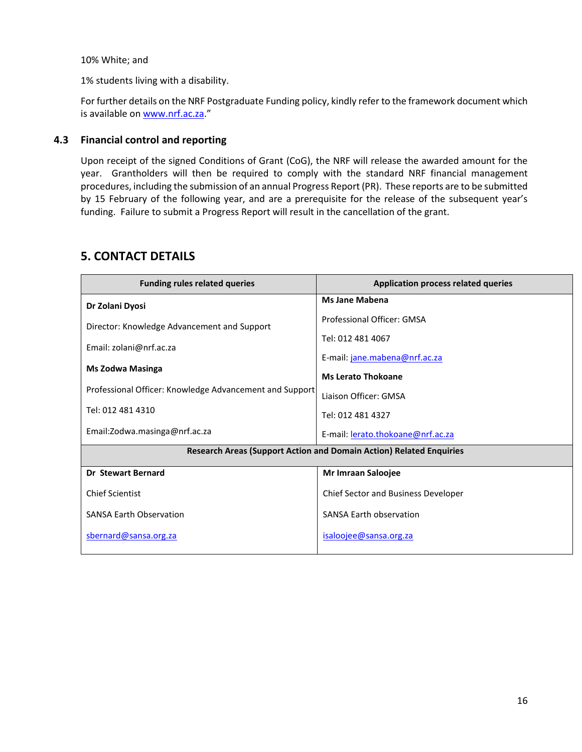10% White; and

1% students living with a disability.

For further details on the NRF Postgraduate Funding policy, kindly refer to the framework document which is available on www.nrf.ac.za."

### 4.3 Financial control and reporting

Upon receipt of the signed Conditions of Grant (CoG), the NRF will release the awarded amount for the year. Grantholders will then be required to comply with the standard NRF financial management procedures, including the submission of an annual Progress Report (PR). These reports are to be submitted by 15 February of the following year, and are a prerequisite for the release of the subsequent year's funding. Failure to submit a Progress Report will result in the cancellation of the grant.

## 5. CONTACT DETAILS

| Funding rules related queries | Application process related queries |
|---|---|
| **Dr Zolani Dyosi**<br><br>Director: Knowledge Advancement and Support<br><br>Email: zolani@nrf.ac.za<br><br>**Ms Zodwa Masinga**<br><br>Professional Officer: Knowledge Advancement and Support<br><br>Tel: 012 481 4310<br><br>Email:Zodwa.masinga@nrf.ac.za | **Ms Jane Mabena**<br><br>Professional Officer: GMSA<br><br>Tel: 012 481 4067<br><br>E-mail: jane.mabena@nrf.ac.za<br><br>**Ms Lerato Thokoane**<br><br>Liaison Officer: GMSA<br><br>Tel: 012 481 4327<br><br>E-mail: lerato.thokoane@nrf.ac.za |
| **Research Areas (Support Action and Domain Action) Related Enquiries** | |
| **Dr Stewart Bernard**<br><br>Chief Scientist<br><br>SANSA Earth Observation<br><br>sbernard@sansa.org.za | **Mr Imraan Saloojee**<br><br>Chief Sector and Business Developer<br><br>SANSA Earth observation<br><br>isaloojee@sansa.org.za |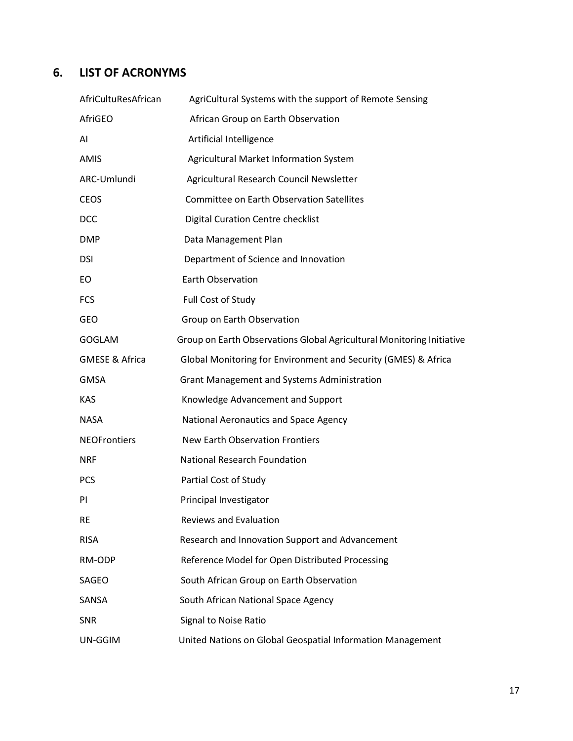## 6. LIST OF ACRONYMS

| | |
|---|---|
| AfriCultuResAfrican | AgriCultural Systems with the support of Remote Sensing |
| AfriGEO | African Group on Earth Observation |
| AI | Artificial Intelligence |
| AMIS | Agricultural Market Information System |
| ARC-Umlundi | Agricultural Research Council Newsletter |
| CEOS | Committee on Earth Observation Satellites |
| DCC | Digital Curation Centre checklist |
| DMP | Data Management Plan |
| DSI | Department of Science and Innovation |
| EO | Earth Observation |
| FCS | Full Cost of Study |
| GEO | Group on Earth Observation |
| GOGLAM | Group on Earth Observations Global Agricultural Monitoring Initiative |
| GMESE & Africa | Global Monitoring for Environment and Security (GMES) & Africa |
| GMSA | Grant Management and Systems Administration |
| KAS | Knowledge Advancement and Support |
| NASA | National Aeronautics and Space Agency |
| NEOFrontiers | New Earth Observation Frontiers |
| NRF | National Research Foundation |
| PCS | Partial Cost of Study |
| PI | Principal Investigator |
| RE | Reviews and Evaluation |
| RISA | Research and Innovation Support and Advancement |
| RM-ODP | Reference Model for Open Distributed Processing |
| SAGEO | South African Group on Earth Observation |
| SANSA | South African National Space Agency |
| SNR | Signal to Noise Ratio |
| UN-GGIM | United Nations on Global Geospatial Information Management |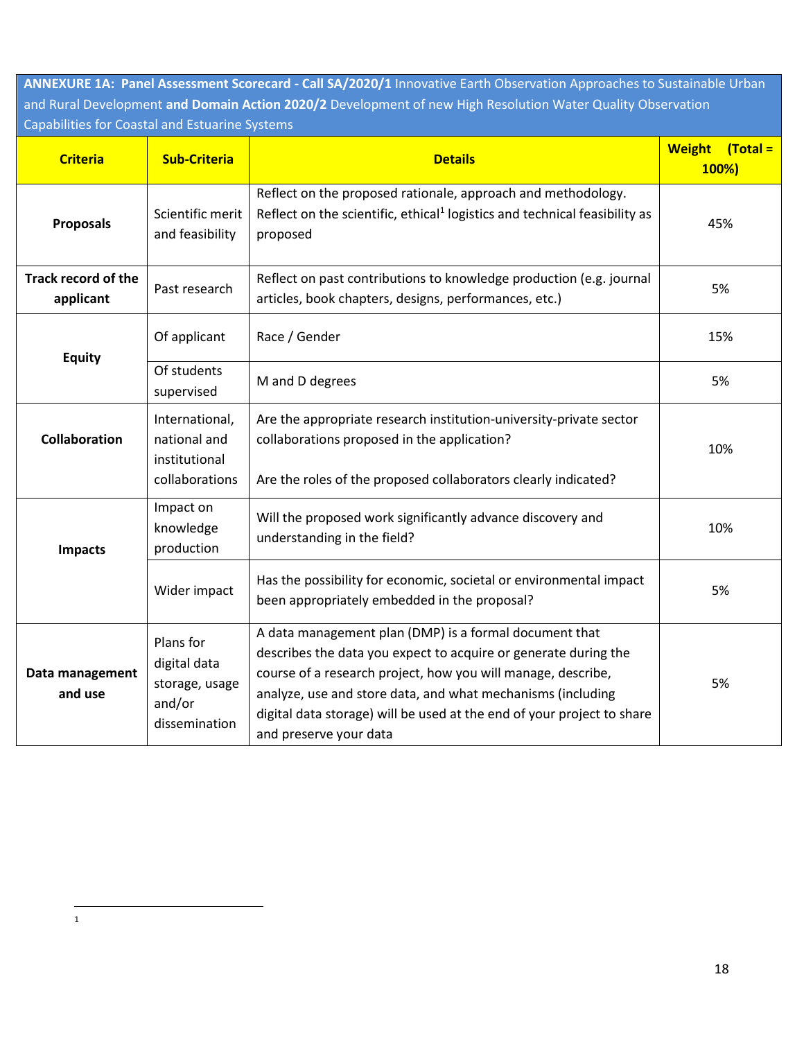**ANNEXURE 1A: Panel Assessment Scorecard - Call SA/2020/1** Innovative Earth Observation Approaches to Sustainable Urban and Rural Development **and Domain Action 2020/2** Development of new High Resolution Water Quality Observation Capabilities for Coastal and Estuarine Systems

| Criteria | Sub-Criteria | Details | Weight (Total = 100%) |
|---|---|---|---|
| **Proposals** | Scientific merit and feasibility | Reflect on the proposed rationale, approach and methodology. Reflect on the scientific, ethical[1] logistics and technical feasibility as proposed | 45% |
| **Track record of the applicant** | Past research | Reflect on past contributions to knowledge production (e.g. journal articles, book chapters, designs, performances, etc.) | 5% |
| **Equity** | Of applicant | Race / Gender | 15% |
| | Of students supervised | M and D degrees | 5% |
| **Collaboration** | International, national and institutional collaborations | Are the appropriate research institution-university-private sector collaborations proposed in the application? Are the roles of the proposed collaborators clearly indicated? | 10% |
| **Impacts** | Impact on knowledge production | Will the proposed work significantly advance discovery and understanding in the field? | 10% |
| | Wider impact | Has the possibility for economic, societal or environmental impact been appropriately embedded in the proposal? | 5% |
| **Data management and use** | Plans for digital data storage, usage and/or dissemination | A data management plan (DMP) is a formal document that describes the data you expect to acquire or generate during the course of a research project, how you will manage, describe, analyze, use and store data, and what mechanisms (including digital data storage) will be used at the end of your project to share and preserve your data | 5% |

[1]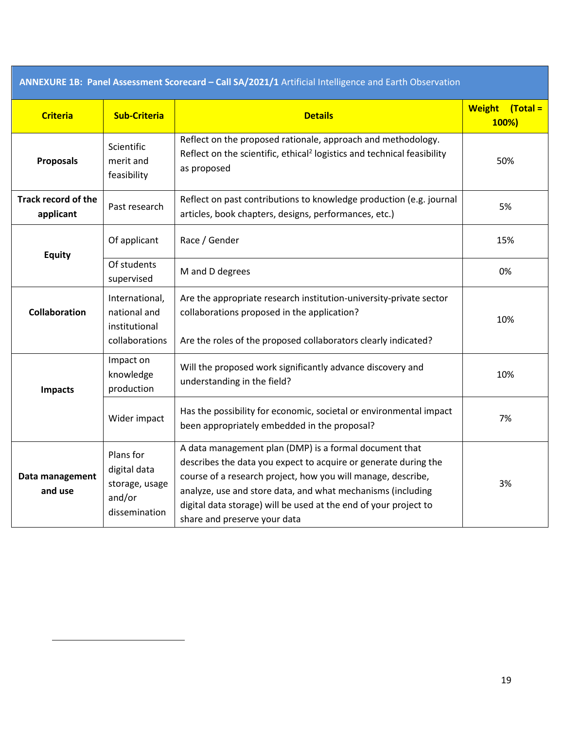| ANNEXURE 1B: Panel Assessment Scorecard – Call SA/2021/1 Artificial Intelligence and Earth Observation | | | |
|---|---|---|---|
| **Criteria** | **Sub-Criteria** | **Details** | **Weight (Total = 100%)** |
| **Proposals** | Scientific merit and feasibility | Reflect on the proposed rationale, approach and methodology. Reflect on the scientific, ethical[2] logistics and technical feasibility as proposed | 50% |
| **Track record of the applicant** | Past research | Reflect on past contributions to knowledge production (e.g. journal articles, book chapters, designs, performances, etc.) | 5% |
| **Equity** | Of applicant | Race / Gender | 15% |
| | Of students supervised | M and D degrees | 0% |
| **Collaboration** | International, national and institutional collaborations | Are the appropriate research institution-university-private sector collaborations proposed in the application?<br><br>Are the roles of the proposed collaborators clearly indicated? | 10% |
| **Impacts** | Impact on knowledge production | Will the proposed work significantly advance discovery and understanding in the field? | 10% |
| | Wider impact | Has the possibility for economic, societal or environmental impact been appropriately embedded in the proposal? | 7% |
| **Data management and use** | Plans for digital data storage, usage and/or dissemination | A data management plan (DMP) is a formal document that describes the data you expect to acquire or generate during the course of a research project, how you will manage, describe, analyze, use and store data, and what mechanisms (including digital data storage) will be used at the end of your project to share and preserve your data | 3% |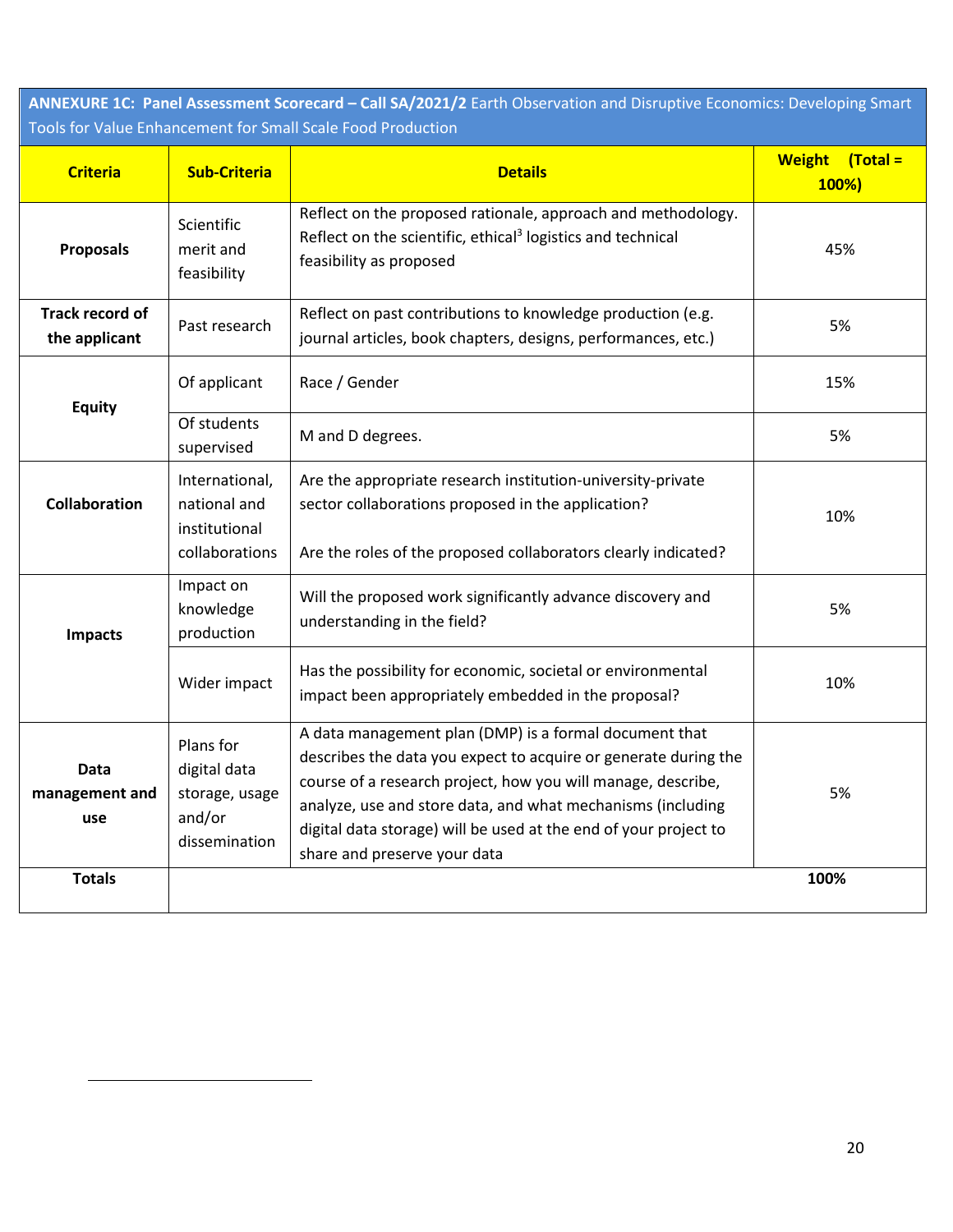| **ANNEXURE 1C: Panel Assessment Scorecard – Call SA/2021/2** Earth Observation and Disruptive Economics: Developing Smart Tools for Value Enhancement for Small Scale Food Production | | | |
|---|---|---|---|
| **Criteria** | **Sub-Criteria** | **Details** | **Weight (Total = 100%)** |
| **Proposals** | Scientific merit and feasibility | Reflect on the proposed rationale, approach and methodology. Reflect on the scientific, ethical[3] logistics and technical feasibility as proposed | 45% |
| **Track record of the applicant** | Past research | Reflect on past contributions to knowledge production (e.g. journal articles, book chapters, designs, performances, etc.) | 5% |
| **Equity** | Of applicant | Race / Gender | 15% |
| | Of students supervised | M and D degrees. | 5% |
| **Collaboration** | International, national and institutional collaborations | Are the appropriate research institution-university-private sector collaborations proposed in the application?<br><br>Are the roles of the proposed collaborators clearly indicated? | 10% |
| **Impacts** | Impact on knowledge production | Will the proposed work significantly advance discovery and understanding in the field? | 5% |
| | Wider impact | Has the possibility for economic, societal or environmental impact been appropriately embedded in the proposal? | 10% |
| **Data management and use** | Plans for digital data storage, usage and/or dissemination | A data management plan (DMP) is a formal document that describes the data you expect to acquire or generate during the course of a research project, how you will manage, describe, analyze, use and store data, and what mechanisms (including digital data storage) will be used at the end of your project to share and preserve your data | 5% |
| **Totals** | | | **100%** |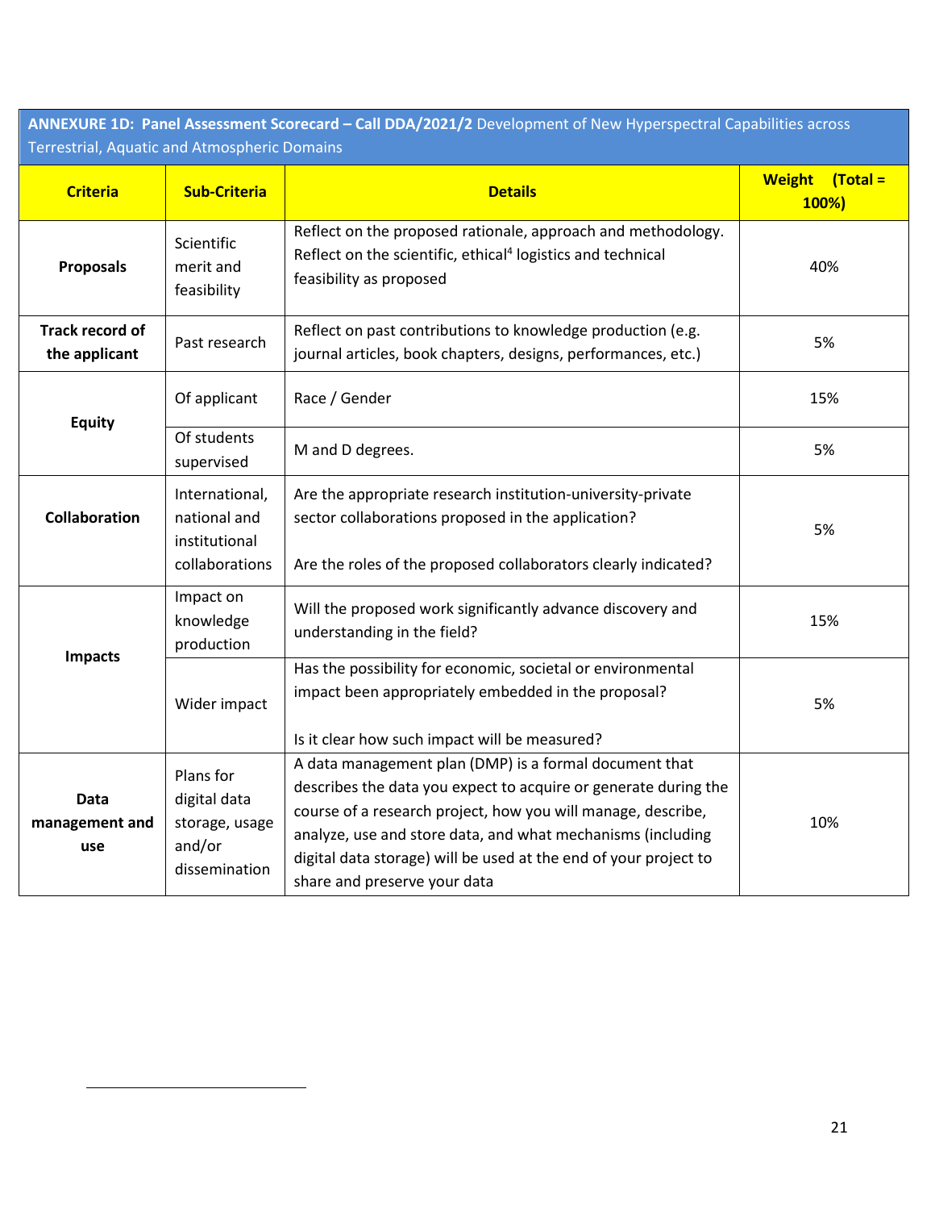| **ANNEXURE 1D: Panel Assessment Scorecard – Call DDA/2021/2** Development of New Hyperspectral Capabilities across Terrestrial, Aquatic and Atmospheric Domains | | | |
|---|---|---|---|
| **Criteria** | **Sub-Criteria** | **Details** | **Weight (Total = 100%)** |
| **Proposals** | Scientific merit and feasibility | Reflect on the proposed rationale, approach and methodology. Reflect on the scientific, ethical[4] logistics and technical feasibility as proposed | 40% |
| **Track record of the applicant** | Past research | Reflect on past contributions to knowledge production (e.g. journal articles, book chapters, designs, performances, etc.) | 5% |
| **Equity** | Of applicant | Race / Gender | 15% |
| | Of students supervised | M and D degrees. | 5% |
| **Collaboration** | International, national and institutional collaborations | Are the appropriate research institution-university-private sector collaborations proposed in the application?<br><br>Are the roles of the proposed collaborators clearly indicated? | 5% |
| **Impacts** | Impact on knowledge production | Will the proposed work significantly advance discovery and understanding in the field? | 15% |
| | Wider impact | Has the possibility for economic, societal or environmental impact been appropriately embedded in the proposal?<br><br>Is it clear how such impact will be measured? | 5% |
| **Data management and use** | Plans for digital data storage, usage and/or dissemination | A data management plan (DMP) is a formal document that describes the data you expect to acquire or generate during the course of a research project, how you will manage, describe, analyze, use and store data, and what mechanisms (including digital data storage) will be used at the end of your project to share and preserve your data | 10% |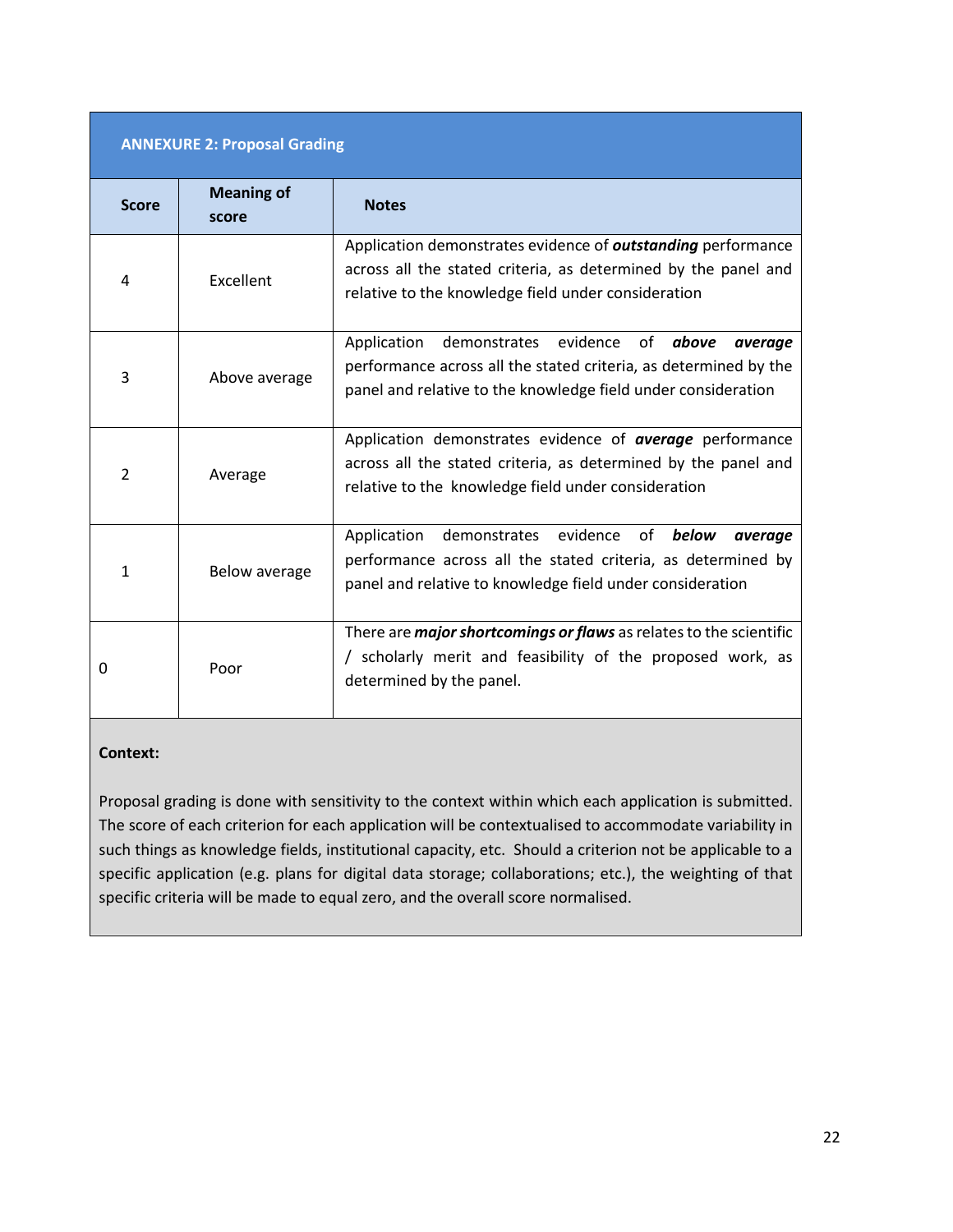## ANNEXURE 2: Proposal Grading

| Score | Meaning of score | Notes |
|---|---|---|
| 4 | Excellent | Application demonstrates evidence of ***outstanding*** performance across all the stated criteria, as determined by the panel and relative to the knowledge field under consideration |
| 3 | Above average | Application demonstrates evidence of ***above average*** performance across all the stated criteria, as determined by the panel and relative to the knowledge field under consideration |
| 2 | Average | Application demonstrates evidence of ***average*** performance across all the stated criteria, as determined by the panel and relative to the knowledge field under consideration |
| 1 | Below average | Application demonstrates evidence of ***below average*** performance across all the stated criteria, as determined by panel and relative to knowledge field under consideration |
| 0 | Poor | There are ***major shortcomings or flaws*** as relates to the scientific / scholarly merit and feasibility of the proposed work, as determined by the panel. |

**Context:**

Proposal grading is done with sensitivity to the context within which each application is submitted. The score of each criterion for each application will be contextualised to accommodate variability in such things as knowledge fields, institutional capacity, etc. Should a criterion not be applicable to a specific application (e.g. plans for digital data storage; collaborations; etc.), the weighting of that specific criteria will be made to equal zero, and the overall score normalised.